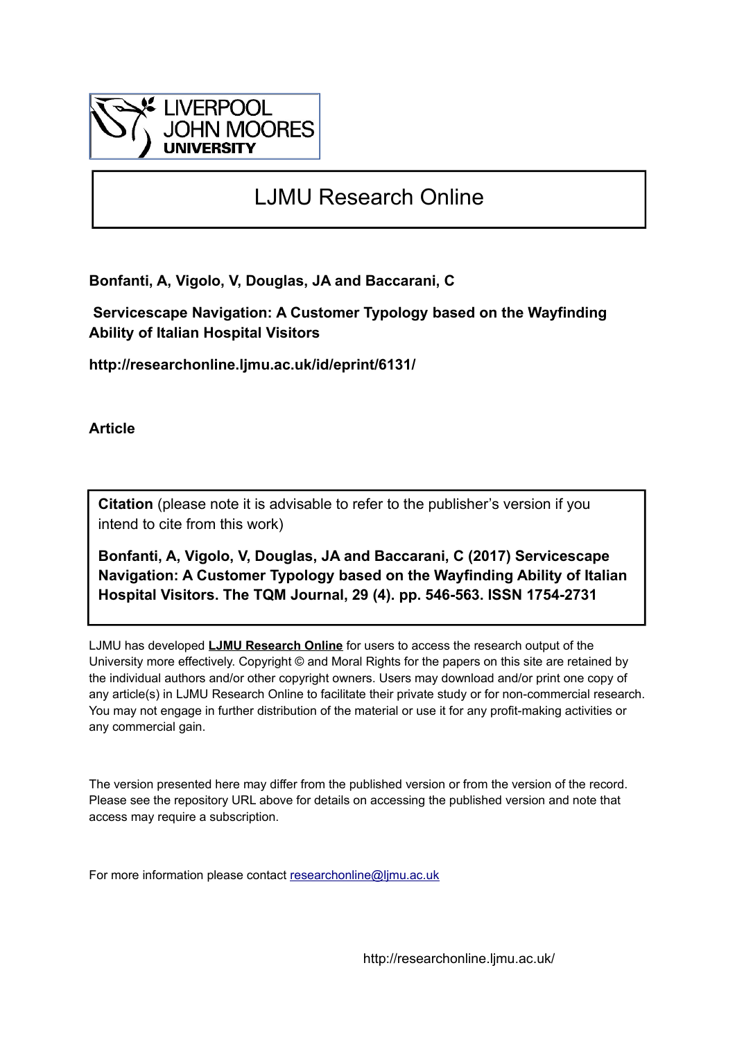LIVERPOOL
JOHN MOORES
UNIVERSITY

# LJMU Research Online

**Bonfanti, A, Vigolo, V, Douglas, JA and Baccarani, C**

**Servicescape Navigation: A Customer Typology based on the Wayfinding Ability of Italian Hospital Visitors**

**http://researchonline.ljmu.ac.uk/id/eprint/6131/**

**Article**

**Citation** (please note it is advisable to refer to the publisher's version if you intend to cite from this work)

**Bonfanti, A, Vigolo, V, Douglas, JA and Baccarani, C (2017) Servicescape Navigation: A Customer Typology based on the Wayfinding Ability of Italian Hospital Visitors. The TQM Journal, 29 (4). pp. 546-563. ISSN 1754-2731**

LJMU has developed **LJMU Research Online** for users to access the research output of the University more effectively. Copyright © and Moral Rights for the papers on this site are retained by the individual authors and/or other copyright owners. Users may download and/or print one copy of any article(s) in LJMU Research Online to facilitate their private study or for non-commercial research. You may not engage in further distribution of the material or use it for any profit-making activities or any commercial gain.

The version presented here may differ from the published version or from the version of the record. Please see the repository URL above for details on accessing the published version and note that access may require a subscription.

For more information please contact researchonline@ljmu.ac.uk

http://researchonline.ljmu.ac.uk/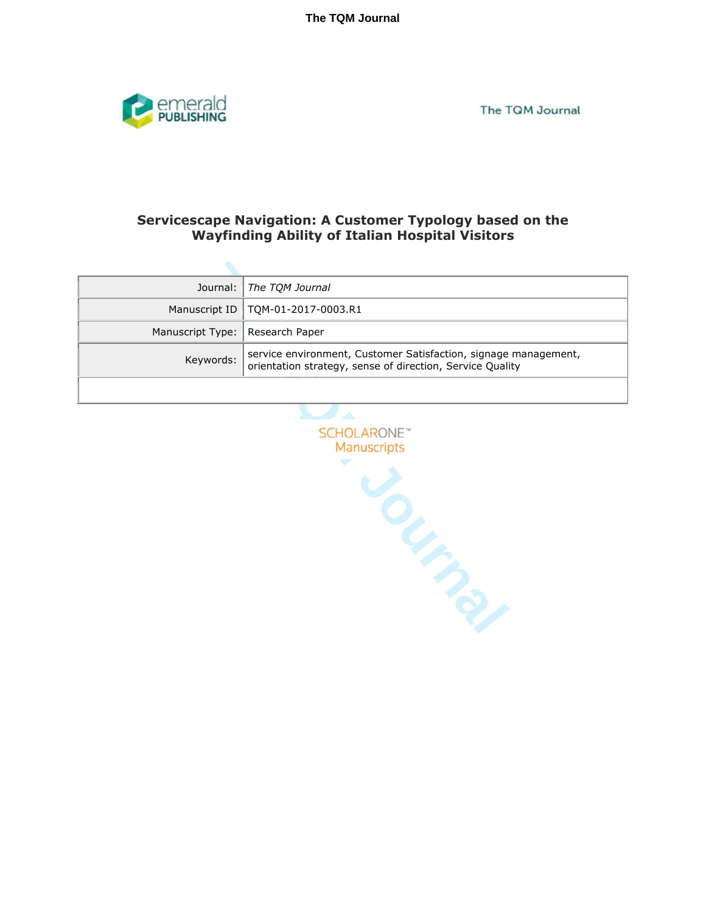# Servicescape Navigation: A Customer Typology based on the Wayfinding Ability of Italian Hospital Visitors

| | |
|---|---|
| Journal: | *The TQM Journal* |
| Manuscript ID | TQM-01-2017-0003.R1 |
| Manuscript Type: | Research Paper |
| Keywords: | service environment, Customer Satisfaction, signage management, orientation strategy, sense of direction, Service Quality |
| | |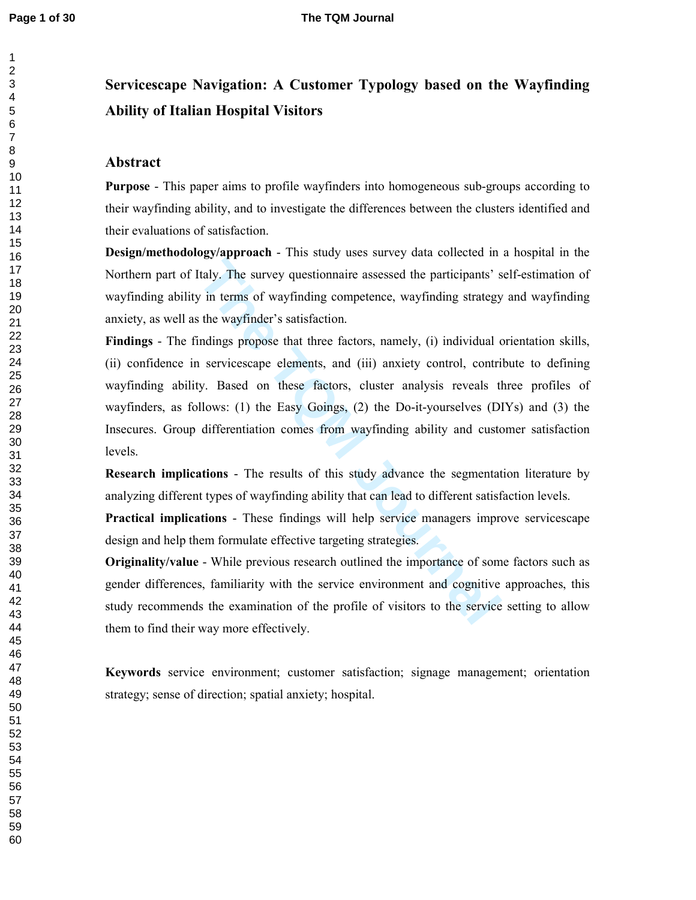# Servicescape Navigation: A Customer Typology based on the Wayfinding Ability of Italian Hospital Visitors

## Abstract

**Purpose** - This paper aims to profile wayfinders into homogeneous sub-groups according to their wayfinding ability, and to investigate the differences between the clusters identified and their evaluations of satisfaction.

**Design/methodology/approach** - This study uses survey data collected in a hospital in the Northern part of Italy. The survey questionnaire assessed the participants' self-estimation of wayfinding ability in terms of wayfinding competence, wayfinding strategy and wayfinding anxiety, as well as the wayfinder's satisfaction.

**Findings** - The findings propose that three factors, namely, (i) individual orientation skills, (ii) confidence in servicescape elements, and (iii) anxiety control, contribute to defining wayfinding ability. Based on these factors, cluster analysis reveals three profiles of wayfinders, as follows: (1) the Easy Goings, (2) the Do-it-yourselves (DIYs) and (3) the Insecures. Group differentiation comes from wayfinding ability and customer satisfaction levels.

**Research implications** - The results of this study advance the segmentation literature by analyzing different types of wayfinding ability that can lead to different satisfaction levels.

**Practical implications** - These findings will help service managers improve servicescape design and help them formulate effective targeting strategies.

**Originality/value** - While previous research outlined the importance of some factors such as gender differences, familiarity with the service environment and cognitive approaches, this study recommends the examination of the profile of visitors to the service setting to allow them to find their way more effectively.

**Keywords** service environment; customer satisfaction; signage management; orientation strategy; sense of direction; spatial anxiety; hospital.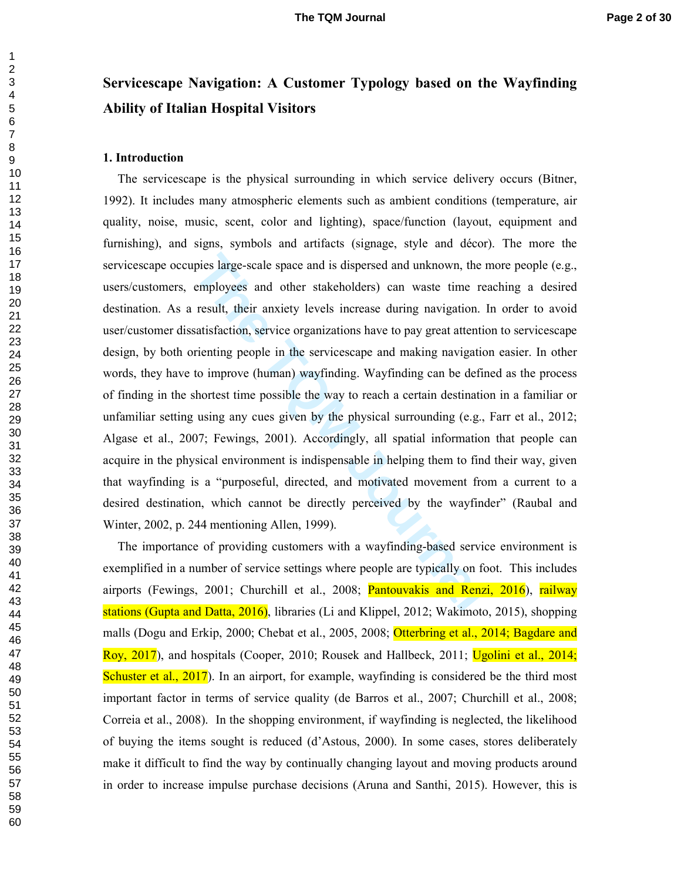# Servicescape Navigation: A Customer Typology based on the Wayfinding Ability of Italian Hospital Visitors

## 1. Introduction

The servicescape is the physical surrounding in which service delivery occurs (Bitner, 1992). It includes many atmospheric elements such as ambient conditions (temperature, air quality, noise, music, scent, color and lighting), space/function (layout, equipment and furnishing), and signs, symbols and artifacts (signage, style and décor). The more the servicescape occupies large-scale space and is dispersed and unknown, the more people (e.g., users/customers, employees and other stakeholders) can waste time reaching a desired destination. As a result, their anxiety levels increase during navigation. In order to avoid user/customer dissatisfaction, service organizations have to pay great attention to servicescape design, by both orienting people in the servicescape and making navigation easier. In other words, they have to improve (human) wayfinding. Wayfinding can be defined as the process of finding in the shortest time possible the way to reach a certain destination in a familiar or unfamiliar setting using any cues given by the physical surrounding (e.g., Farr et al., 2012; Algase et al., 2007; Fewings, 2001). Accordingly, all spatial information that people can acquire in the physical environment is indispensable in helping them to find their way, given that wayfinding is a "purposeful, directed, and motivated movement from a current to a desired destination, which cannot be directly perceived by the wayfinder" (Raubal and Winter, 2002, p. 244 mentioning Allen, 1999).

The importance of providing customers with a wayfinding-based service environment is exemplified in a number of service settings where people are typically on foot. This includes airports (Fewings, 2001; Churchill et al., 2008; Pantouvakis and Renzi, 2016), railway stations (Gupta and Datta, 2016), libraries (Li and Klippel, 2012; Wakimoto, 2015), shopping malls (Dogu and Erkip, 2000; Chebat et al., 2005, 2008; Otterbring et al., 2014; Bagdare and Roy, 2017), and hospitals (Cooper, 2010; Rousek and Hallbeck, 2011; Ugolini et al., 2014; Schuster et al., 2017). In an airport, for example, wayfinding is considered be the third most important factor in terms of service quality (de Barros et al., 2007; Churchill et al., 2008; Correia et al., 2008). In the shopping environment, if wayfinding is neglected, the likelihood of buying the items sought is reduced (d'Astous, 2000). In some cases, stores deliberately make it difficult to find the way by continually changing layout and moving products around in order to increase impulse purchase decisions (Aruna and Santhi, 2015). However, this is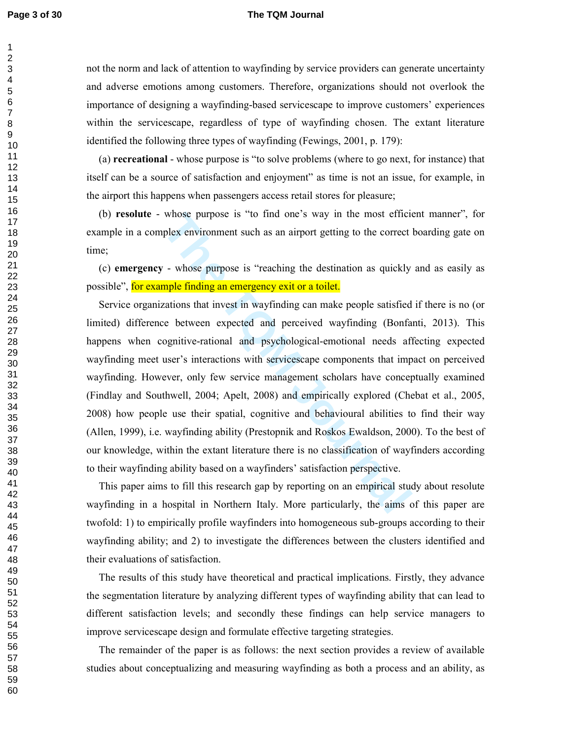not the norm and lack of attention to wayfinding by service providers can generate uncertainty and adverse emotions among customers. Therefore, organizations should not overlook the importance of designing a wayfinding-based servicescape to improve customers' experiences within the servicescape, regardless of type of wayfinding chosen. The extant literature identified the following three types of wayfinding (Fewings, 2001, p. 179):

(a) **recreational** - whose purpose is "to solve problems (where to go next, for instance) that itself can be a source of satisfaction and enjoyment" as time is not an issue, for example, in the airport this happens when passengers access retail stores for pleasure;

(b) **resolute** - whose purpose is "to find one's way in the most efficient manner", for example in a complex environment such as an airport getting to the correct boarding gate on time;

(c) **emergency** - whose purpose is "reaching the destination as quickly and as easily as possible", for example finding an emergency exit or a toilet.

Service organizations that invest in wayfinding can make people satisfied if there is no (or limited) difference between expected and perceived wayfinding (Bonfanti, 2013). This happens when cognitive-rational and psychological-emotional needs affecting expected wayfinding meet user's interactions with servicescape components that impact on perceived wayfinding. However, only few service management scholars have conceptually examined (Findlay and Southwell, 2004; Apelt, 2008) and empirically explored (Chebat et al., 2005, 2008) how people use their spatial, cognitive and behavioural abilities to find their way (Allen, 1999), i.e. wayfinding ability (Prestopnik and Roskos Ewaldson, 2000). To the best of our knowledge, within the extant literature there is no classification of wayfinders according to their wayfinding ability based on a wayfinders' satisfaction perspective.

This paper aims to fill this research gap by reporting on an empirical study about resolute wayfinding in a hospital in Northern Italy. More particularly, the aims of this paper are twofold: 1) to empirically profile wayfinders into homogeneous sub-groups according to their wayfinding ability; and 2) to investigate the differences between the clusters identified and their evaluations of satisfaction.

The results of this study have theoretical and practical implications. Firstly, they advance the segmentation literature by analyzing different types of wayfinding ability that can lead to different satisfaction levels; and secondly these findings can help service managers to improve servicescape design and formulate effective targeting strategies.

The remainder of the paper is as follows: the next section provides a review of available studies about conceptualizing and measuring wayfinding as both a process and an ability, as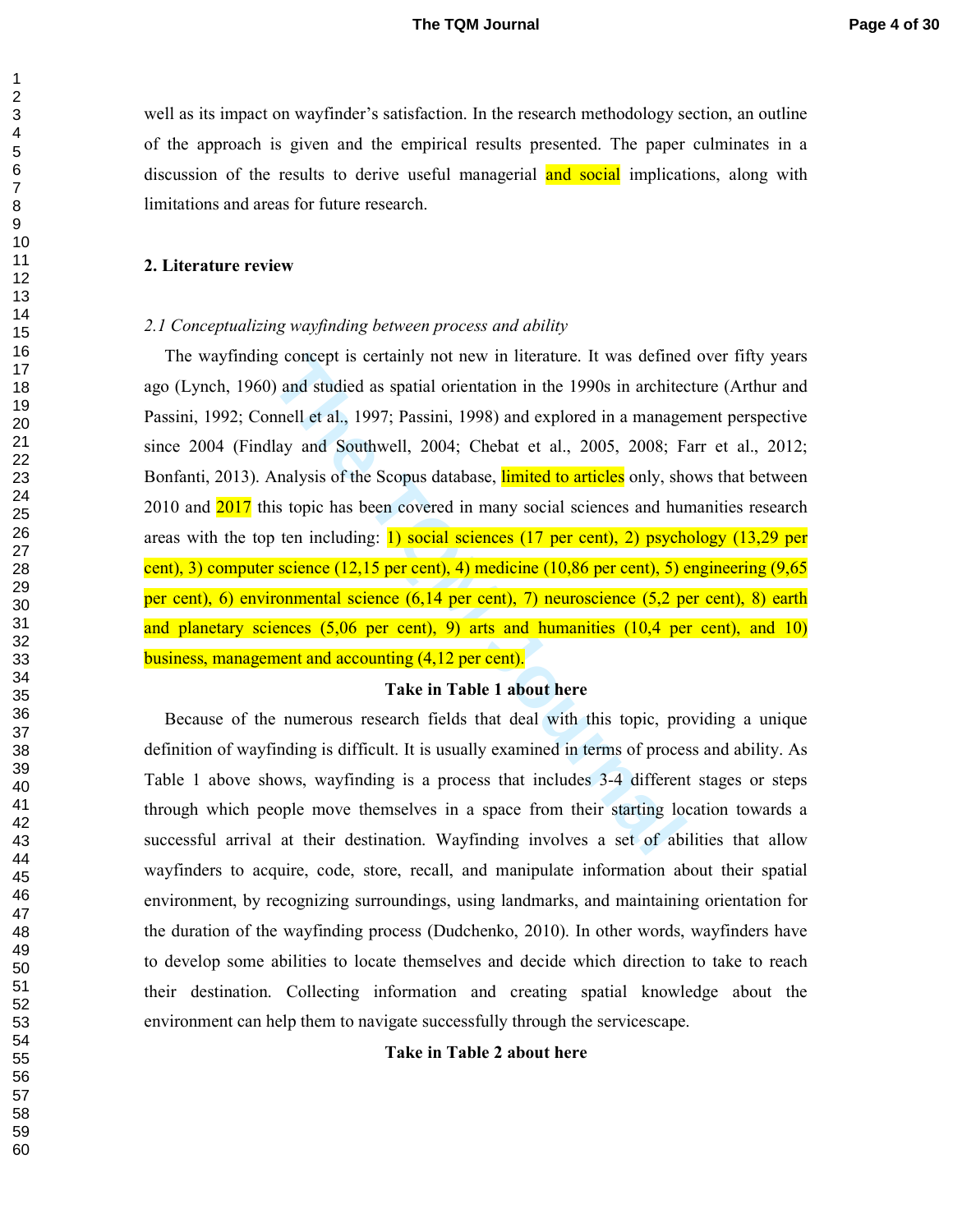well as its impact on wayfinder's satisfaction. In the research methodology section, an outline of the approach is given and the empirical results presented. The paper culminates in a discussion of the results to derive useful managerial and social implications, along with limitations and areas for future research.

## 2. Literature review

### *2.1 Conceptualizing wayfinding between process and ability*

The wayfinding concept is certainly not new in literature. It was defined over fifty years ago (Lynch, 1960) and studied as spatial orientation in the 1990s in architecture (Arthur and Passini, 1992; Connell et al., 1997; Passini, 1998) and explored in a management perspective since 2004 (Findlay and Southwell, 2004; Chebat et al., 2005, 2008; Farr et al., 2012; Bonfanti, 2013). Analysis of the Scopus database, limited to articles only, shows that between 2010 and 2017 this topic has been covered in many social sciences and humanities research areas with the top ten including: 1) social sciences (17 per cent), 2) psychology (13,29 per cent), 3) computer science (12,15 per cent), 4) medicine (10,86 per cent), 5) engineering (9,65 per cent), 6) environmental science (6,14 per cent), 7) neuroscience (5,2 per cent), 8) earth and planetary sciences (5,06 per cent), 9) arts and humanities (10,4 per cent), and 10) business, management and accounting (4,12 per cent).

**Take in Table 1 about here**

Because of the numerous research fields that deal with this topic, providing a unique definition of wayfinding is difficult. It is usually examined in terms of process and ability. As Table 1 above shows, wayfinding is a process that includes 3-4 different stages or steps through which people move themselves in a space from their starting location towards a successful arrival at their destination. Wayfinding involves a set of abilities that allow wayfinders to acquire, code, store, recall, and manipulate information about their spatial environment, by recognizing surroundings, using landmarks, and maintaining orientation for the duration of the wayfinding process (Dudchenko, 2010). In other words, wayfinders have to develop some abilities to locate themselves and decide which direction to take to reach their destination. Collecting information and creating spatial knowledge about the environment can help them to navigate successfully through the servicescape.

**Take in Table 2 about here**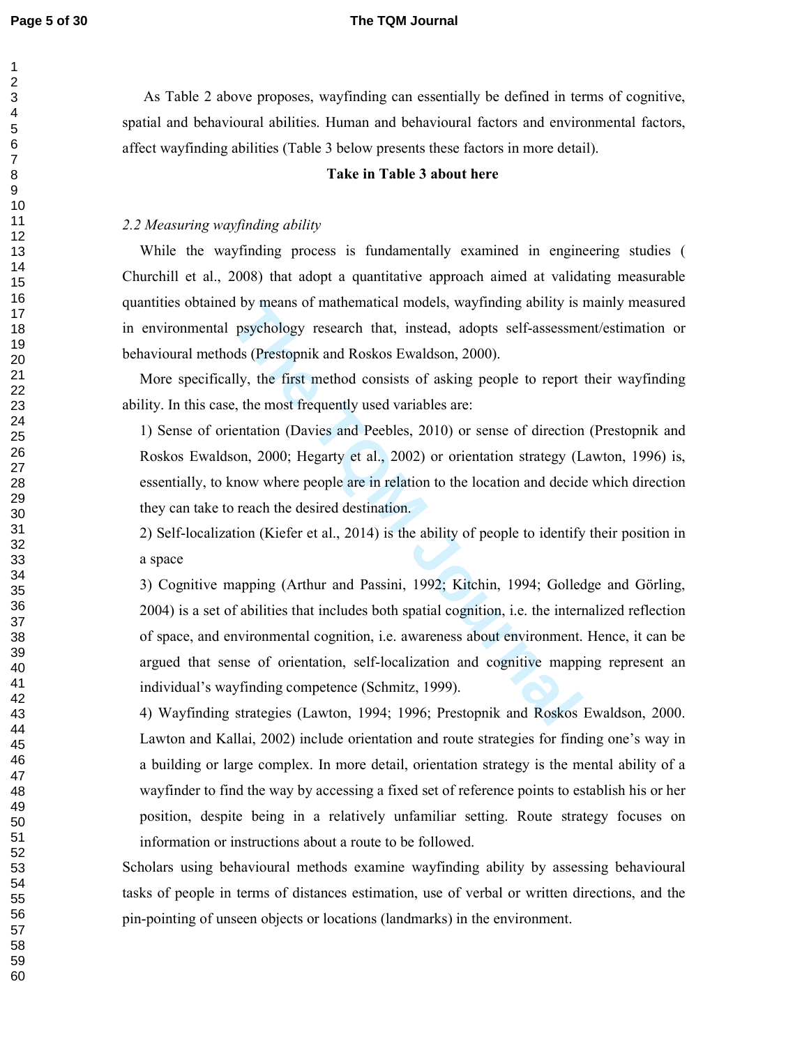As Table 2 above proposes, wayfinding can essentially be defined in terms of cognitive, spatial and behavioural abilities. Human and behavioural factors and environmental factors, affect wayfinding abilities (Table 3 below presents these factors in more detail).

**Take in Table 3 about here**

*2.2 Measuring wayfinding ability*

While the wayfinding process is fundamentally examined in engineering studies ( Churchill et al., 2008) that adopt a quantitative approach aimed at validating measurable quantities obtained by means of mathematical models, wayfinding ability is mainly measured in environmental psychology research that, instead, adopts self-assessment/estimation or behavioural methods (Prestopnik and Roskos Ewaldson, 2000).

More specifically, the first method consists of asking people to report their wayfinding ability. In this case, the most frequently used variables are:

1) Sense of orientation (Davies and Peebles, 2010) or sense of direction (Prestopnik and Roskos Ewaldson, 2000; Hegarty et al., 2002) or orientation strategy (Lawton, 1996) is, essentially, to know where people are in relation to the location and decide which direction they can take to reach the desired destination.

2) Self-localization (Kiefer et al., 2014) is the ability of people to identify their position in a space

3) Cognitive mapping (Arthur and Passini, 1992; Kitchin, 1994; Golledge and Görling, 2004) is a set of abilities that includes both spatial cognition, i.e. the internalized reflection of space, and environmental cognition, i.e. awareness about environment. Hence, it can be argued that sense of orientation, self-localization and cognitive mapping represent an individual's wayfinding competence (Schmitz, 1999).

4) Wayfinding strategies (Lawton, 1994; 1996; Prestopnik and Roskos Ewaldson, 2000. Lawton and Kallai, 2002) include orientation and route strategies for finding one's way in a building or large complex. In more detail, orientation strategy is the mental ability of a wayfinder to find the way by accessing a fixed set of reference points to establish his or her position, despite being in a relatively unfamiliar setting. Route strategy focuses on information or instructions about a route to be followed.

Scholars using behavioural methods examine wayfinding ability by assessing behavioural tasks of people in terms of distances estimation, use of verbal or written directions, and the pin-pointing of unseen objects or locations (landmarks) in the environment.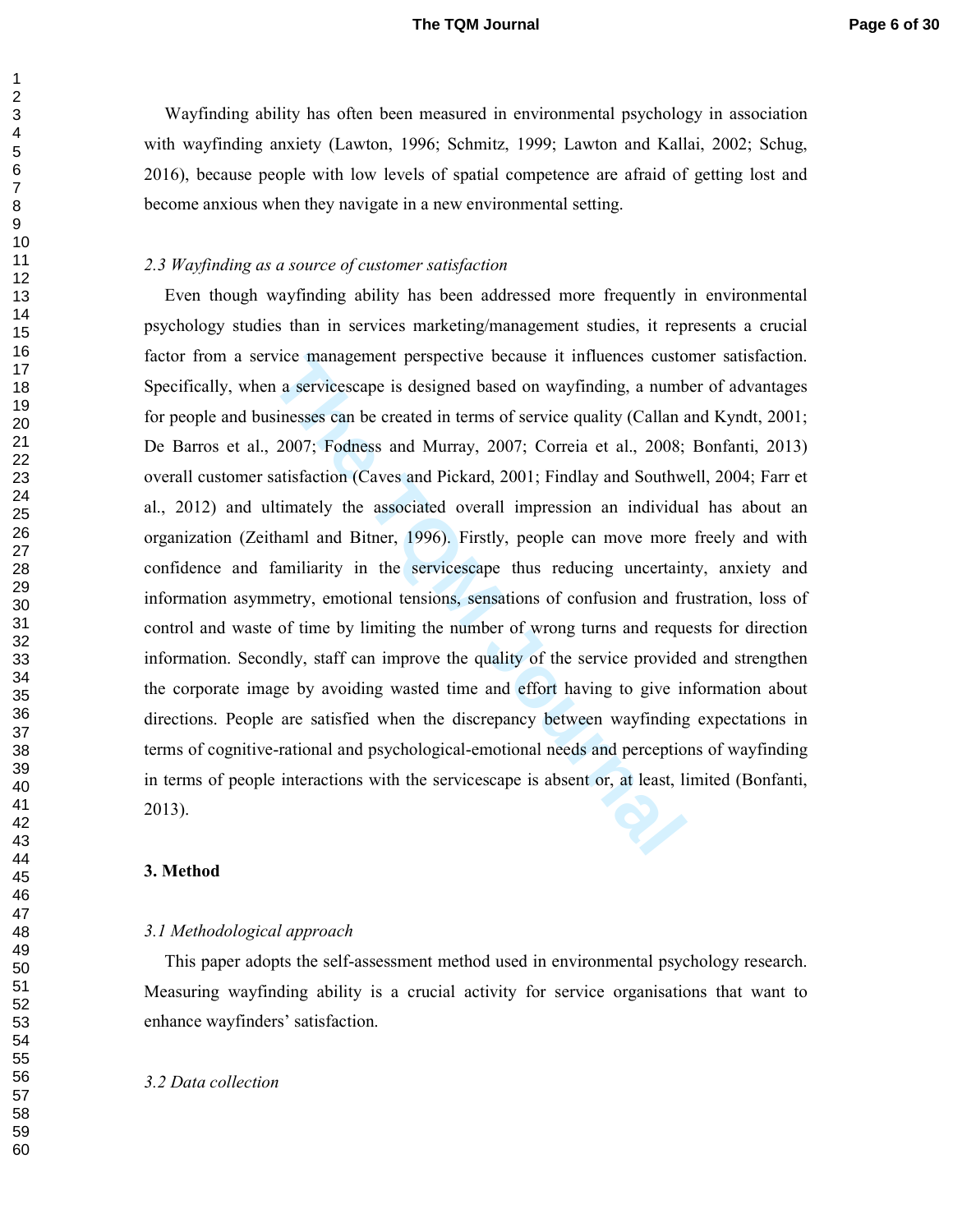Wayfinding ability has often been measured in environmental psychology in association with wayfinding anxiety (Lawton, 1996; Schmitz, 1999; Lawton and Kallai, 2002; Schug, 2016), because people with low levels of spatial competence are afraid of getting lost and become anxious when they navigate in a new environmental setting.

### *2.3 Wayfinding as a source of customer satisfaction*

Even though wayfinding ability has been addressed more frequently in environmental psychology studies than in services marketing/management studies, it represents a crucial factor from a service management perspective because it influences customer satisfaction. Specifically, when a servicescape is designed based on wayfinding, a number of advantages for people and businesses can be created in terms of service quality (Callan and Kyndt, 2001; De Barros et al., 2007; Fodness and Murray, 2007; Correia et al., 2008; Bonfanti, 2013) overall customer satisfaction (Caves and Pickard, 2001; Findlay and Southwell, 2004; Farr et al., 2012) and ultimately the associated overall impression an individual has about an organization (Zeithaml and Bitner, 1996). Firstly, people can move more freely and with confidence and familiarity in the servicescape thus reducing uncertainty, anxiety and information asymmetry, emotional tensions, sensations of confusion and frustration, loss of control and waste of time by limiting the number of wrong turns and requests for direction information. Secondly, staff can improve the quality of the service provided and strengthen the corporate image by avoiding wasted time and effort having to give information about directions. People are satisfied when the discrepancy between wayfinding expectations in terms of cognitive-rational and psychological-emotional needs and perceptions of wayfinding in terms of people interactions with the servicescape is absent or, at least, limited (Bonfanti, 2013).

## 3. Method

### *3.1 Methodological approach*

This paper adopts the self-assessment method used in environmental psychology research. Measuring wayfinding ability is a crucial activity for service organisations that want to enhance wayfinders' satisfaction.

### *3.2 Data collection*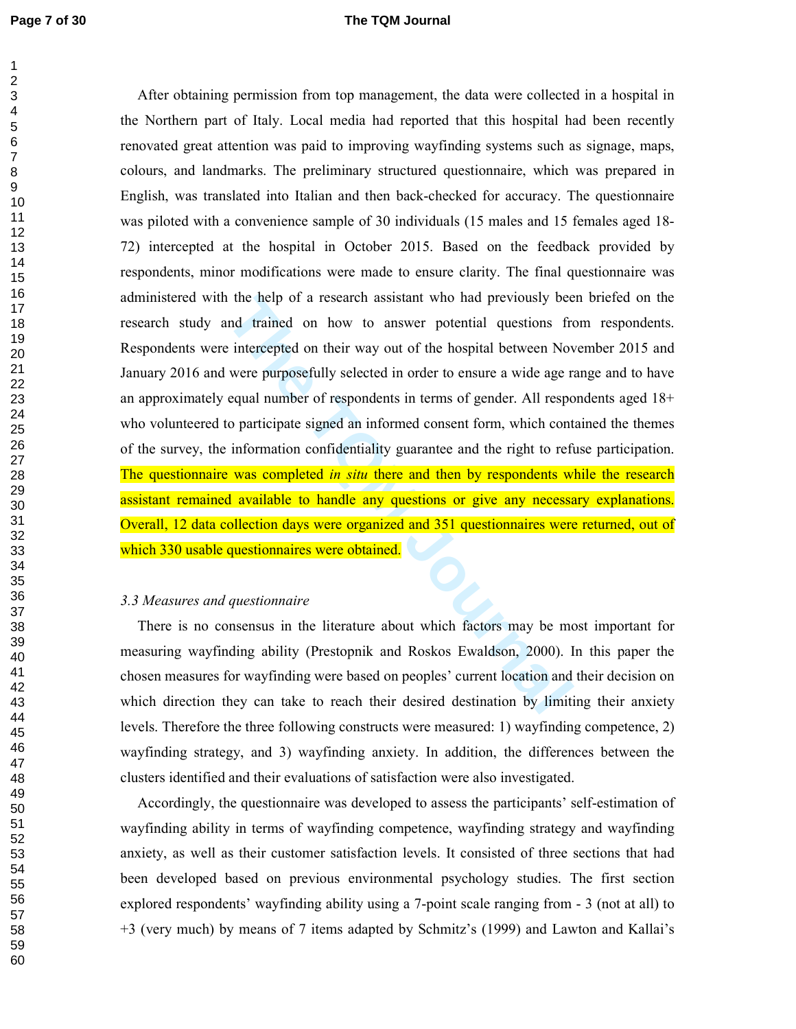After obtaining permission from top management, the data were collected in a hospital in the Northern part of Italy. Local media had reported that this hospital had been recently renovated great attention was paid to improving wayfinding systems such as signage, maps, colours, and landmarks. The preliminary structured questionnaire, which was prepared in English, was translated into Italian and then back-checked for accuracy. The questionnaire was piloted with a convenience sample of 30 individuals (15 males and 15 females aged 18-72) intercepted at the hospital in October 2015. Based on the feedback provided by respondents, minor modifications were made to ensure clarity. The final questionnaire was administered with the help of a research assistant who had previously been briefed on the research study and trained on how to answer potential questions from respondents. Respondents were intercepted on their way out of the hospital between November 2015 and January 2016 and were purposefully selected in order to ensure a wide age range and to have an approximately equal number of respondents in terms of gender. All respondents aged 18+ who volunteered to participate signed an informed consent form, which contained the themes of the survey, the information confidentiality guarantee and the right to refuse participation. The questionnaire was completed *in situ* there and then by respondents while the research assistant remained available to handle any questions or give any necessary explanations. Overall, 12 data collection days were organized and 351 questionnaires were returned, out of which 330 usable questionnaires were obtained.

### *3.3 Measures and questionnaire*

There is no consensus in the literature about which factors may be most important for measuring wayfinding ability (Prestopnik and Roskos Ewaldson, 2000). In this paper the chosen measures for wayfinding were based on peoples' current location and their decision on which direction they can take to reach their desired destination by limiting their anxiety levels. Therefore the three following constructs were measured: 1) wayfinding competence, 2) wayfinding strategy, and 3) wayfinding anxiety. In addition, the differences between the clusters identified and their evaluations of satisfaction were also investigated.

Accordingly, the questionnaire was developed to assess the participants' self-estimation of wayfinding ability in terms of wayfinding competence, wayfinding strategy and wayfinding anxiety, as well as their customer satisfaction levels. It consisted of three sections that had been developed based on previous environmental psychology studies. The first section explored respondents' wayfinding ability using a 7-point scale ranging from - 3 (not at all) to +3 (very much) by means of 7 items adapted by Schmitz's (1999) and Lawton and Kallai's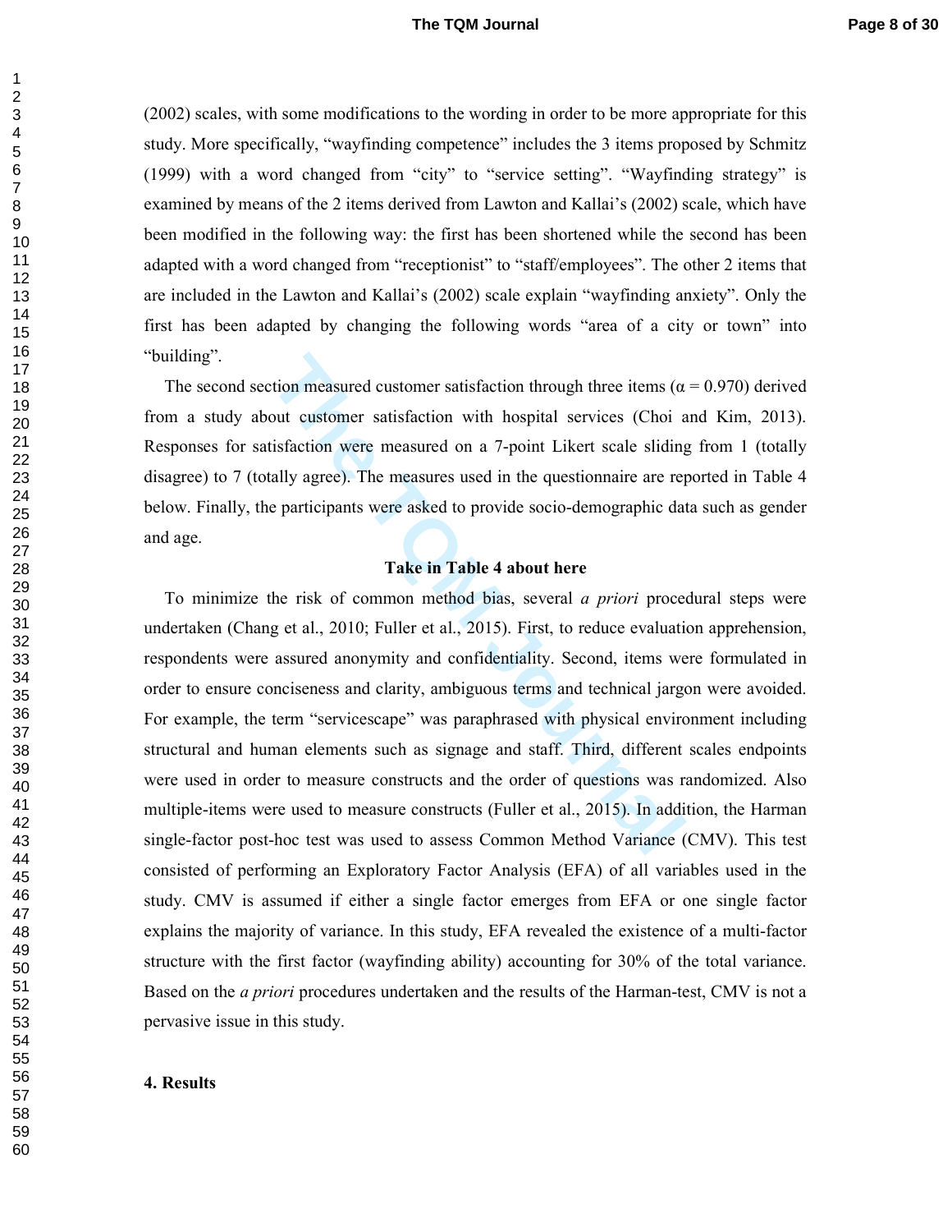(2002) scales, with some modifications to the wording in order to be more appropriate for this study. More specifically, "wayfinding competence" includes the 3 items proposed by Schmitz (1999) with a word changed from "city" to "service setting". "Wayfinding strategy" is examined by means of the 2 items derived from Lawton and Kallai's (2002) scale, which have been modified in the following way: the first has been shortened while the second has been adapted with a word changed from "receptionist" to "staff/employees". The other 2 items that are included in the Lawton and Kallai's (2002) scale explain "wayfinding anxiety". Only the first has been adapted by changing the following words "area of a city or town" into "building".

The second section measured customer satisfaction through three items ($\alpha = 0.970$) derived from a study about customer satisfaction with hospital services (Choi and Kim, 2013). Responses for satisfaction were measured on a 7-point Likert scale sliding from 1 (totally disagree) to 7 (totally agree). The measures used in the questionnaire are reported in Table 4 below. Finally, the participants were asked to provide socio-demographic data such as gender and age.

**Take in Table 4 about here**

To minimize the risk of common method bias, several *a priori* procedural steps were undertaken (Chang et al., 2010; Fuller et al., 2015). First, to reduce evaluation apprehension, respondents were assured anonymity and confidentiality. Second, items were formulated in order to ensure conciseness and clarity, ambiguous terms and technical jargon were avoided. For example, the term "servicescape" was paraphrased with physical environment including structural and human elements such as signage and staff. Third, different scales endpoints were used in order to measure constructs and the order of questions was randomized. Also multiple-items were used to measure constructs (Fuller et al., 2015). In addition, the Harman single-factor post-hoc test was used to assess Common Method Variance (CMV). This test consisted of performing an Exploratory Factor Analysis (EFA) of all variables used in the study. CMV is assumed if either a single factor emerges from EFA or one single factor explains the majority of variance. In this study, EFA revealed the existence of a multi-factor structure with the first factor (wayfinding ability) accounting for 30% of the total variance. Based on the *a priori* procedures undertaken and the results of the Harman-test, CMV is not a pervasive issue in this study.

## 4. Results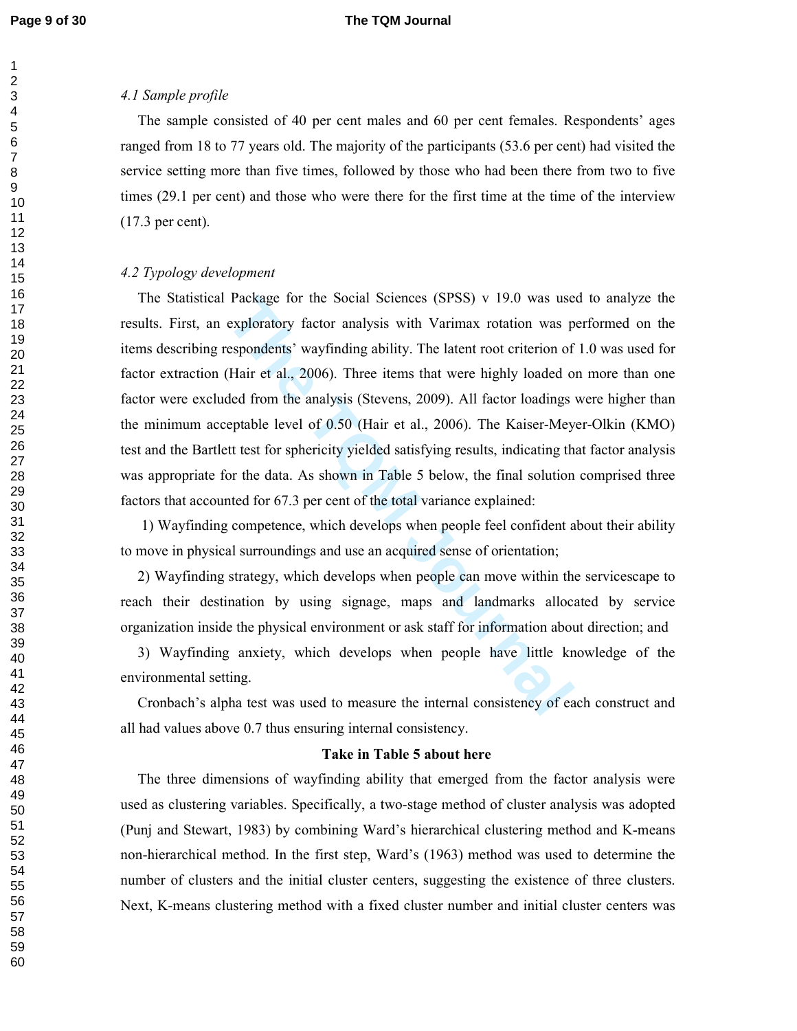### *4.1 Sample profile*

The sample consisted of 40 per cent males and 60 per cent females. Respondents' ages ranged from 18 to 77 years old. The majority of the participants (53.6 per cent) had visited the service setting more than five times, followed by those who had been there from two to five times (29.1 per cent) and those who were there for the first time at the time of the interview (17.3 per cent).

### *4.2 Typology development*

The Statistical Package for the Social Sciences (SPSS) v 19.0 was used to analyze the results. First, an exploratory factor analysis with Varimax rotation was performed on the items describing respondents' wayfinding ability. The latent root criterion of 1.0 was used for factor extraction (Hair et al., 2006). Three items that were highly loaded on more than one factor were excluded from the analysis (Stevens, 2009). All factor loadings were higher than the minimum acceptable level of 0.50 (Hair et al., 2006). The Kaiser-Meyer-Olkin (KMO) test and the Bartlett test for sphericity yielded satisfying results, indicating that factor analysis was appropriate for the data. As shown in Table 5 below, the final solution comprised three factors that accounted for 67.3 per cent of the total variance explained:

1) Wayfinding competence, which develops when people feel confident about their ability to move in physical surroundings and use an acquired sense of orientation;

2) Wayfinding strategy, which develops when people can move within the servicescape to reach their destination by using signage, maps and landmarks allocated by service organization inside the physical environment or ask staff for information about direction; and

3) Wayfinding anxiety, which develops when people have little knowledge of the environmental setting.

Cronbach's alpha test was used to measure the internal consistency of each construct and all had values above 0.7 thus ensuring internal consistency.

**Take in Table 5 about here**

The three dimensions of wayfinding ability that emerged from the factor analysis were used as clustering variables. Specifically, a two-stage method of cluster analysis was adopted (Punj and Stewart, 1983) by combining Ward's hierarchical clustering method and K-means non-hierarchical method. In the first step, Ward's (1963) method was used to determine the number of clusters and the initial cluster centers, suggesting the existence of three clusters. Next, K-means clustering method with a fixed cluster number and initial cluster centers was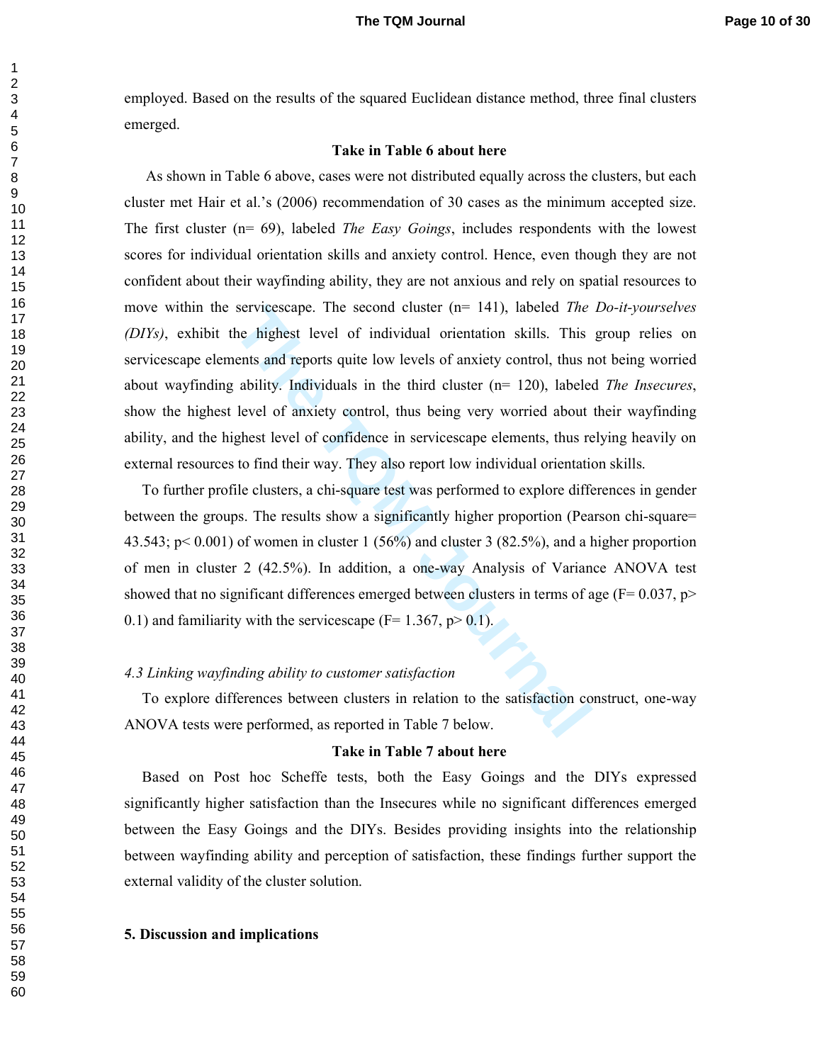employed. Based on the results of the squared Euclidean distance method, three final clusters emerged.

**Take in Table 6 about here**

As shown in Table 6 above, cases were not distributed equally across the clusters, but each cluster met Hair et al.'s (2006) recommendation of 30 cases as the minimum accepted size. The first cluster (n= 69), labeled *The Easy Goings*, includes respondents with the lowest scores for individual orientation skills and anxiety control. Hence, even though they are not confident about their wayfinding ability, they are not anxious and rely on spatial resources to move within the servicescape. The second cluster (n= 141), labeled *The Do-it-yourselves (DIYs)*, exhibit the highest level of individual orientation skills. This group relies on servicescape elements and reports quite low levels of anxiety control, thus not being worried about wayfinding ability. Individuals in the third cluster (n= 120), labeled *The Insecures*, show the highest level of anxiety control, thus being very worried about their wayfinding ability, and the highest level of confidence in servicescape elements, thus relying heavily on external resources to find their way. They also report low individual orientation skills.

To further profile clusters, a chi-square test was performed to explore differences in gender between the groups. The results show a significantly higher proportion (Pearson chi-square= 43.543; $p < 0.001$) of women in cluster 1 (56%) and cluster 3 (82.5%), and a higher proportion of men in cluster 2 (42.5%). In addition, a one-way Analysis of Variance ANOVA test showed that no significant differences emerged between clusters in terms of age ($F = 0.037$, $p > 0.1$) and familiarity with the servicescape ($F = 1.367$, $p > 0.1$).

*4.3 Linking wayfinding ability to customer satisfaction*

To explore differences between clusters in relation to the satisfaction construct, one-way ANOVA tests were performed, as reported in Table 7 below.

**Take in Table 7 about here**

Based on Post hoc Scheffe tests, both the Easy Goings and the DIYs expressed significantly higher satisfaction than the Insecures while no significant differences emerged between the Easy Goings and the DIYs. Besides providing insights into the relationship between wayfinding ability and perception of satisfaction, these findings further support the external validity of the cluster solution.

## 5. Discussion and implications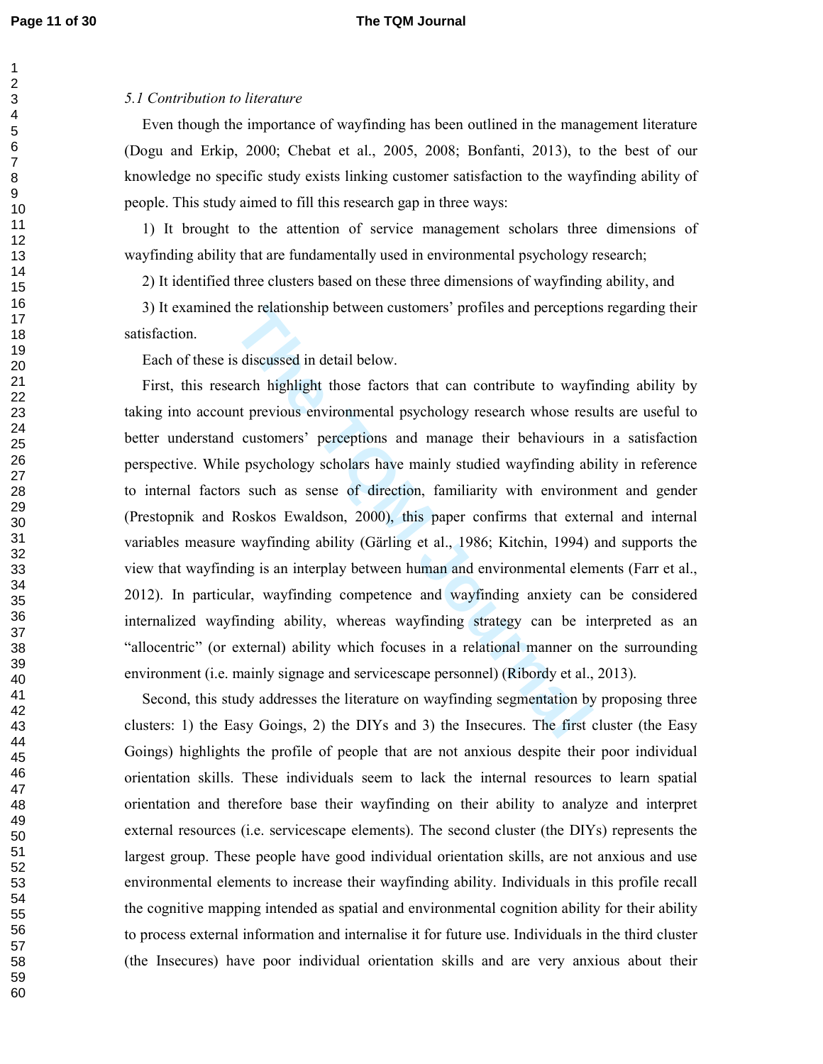*5.1 Contribution to literature*

Even though the importance of wayfinding has been outlined in the management literature (Dogu and Erkip, 2000; Chebat et al., 2005, 2008; Bonfanti, 2013), to the best of our knowledge no specific study exists linking customer satisfaction to the wayfinding ability of people. This study aimed to fill this research gap in three ways:

1) It brought to the attention of service management scholars three dimensions of wayfinding ability that are fundamentally used in environmental psychology research;

2) It identified three clusters based on these three dimensions of wayfinding ability, and

3) It examined the relationship between customers' profiles and perceptions regarding their satisfaction.

Each of these is discussed in detail below.

First, this research highlight those factors that can contribute to wayfinding ability by taking into account previous environmental psychology research whose results are useful to better understand customers' perceptions and manage their behaviours in a satisfaction perspective. While psychology scholars have mainly studied wayfinding ability in reference to internal factors such as sense of direction, familiarity with environment and gender (Prestopnik and Roskos Ewaldson, 2000), this paper confirms that external and internal variables measure wayfinding ability (Gärling et al., 1986; Kitchin, 1994) and supports the view that wayfinding is an interplay between human and environmental elements (Farr et al., 2012). In particular, wayfinding competence and wayfinding anxiety can be considered internalized wayfinding ability, whereas wayfinding strategy can be interpreted as an "allocentric" (or external) ability which focuses in a relational manner on the surrounding environment (i.e. mainly signage and servicescape personnel) (Ribordy et al., 2013).

Second, this study addresses the literature on wayfinding segmentation by proposing three clusters: 1) the Easy Goings, 2) the DIYs and 3) the Insecures. The first cluster (the Easy Goings) highlights the profile of people that are not anxious despite their poor individual orientation skills. These individuals seem to lack the internal resources to learn spatial orientation and therefore base their wayfinding on their ability to analyze and interpret external resources (i.e. servicescape elements). The second cluster (the DIYs) represents the largest group. These people have good individual orientation skills, are not anxious and use environmental elements to increase their wayfinding ability. Individuals in this profile recall the cognitive mapping intended as spatial and environmental cognition ability for their ability to process external information and internalise it for future use. Individuals in the third cluster (the Insecures) have poor individual orientation skills and are very anxious about their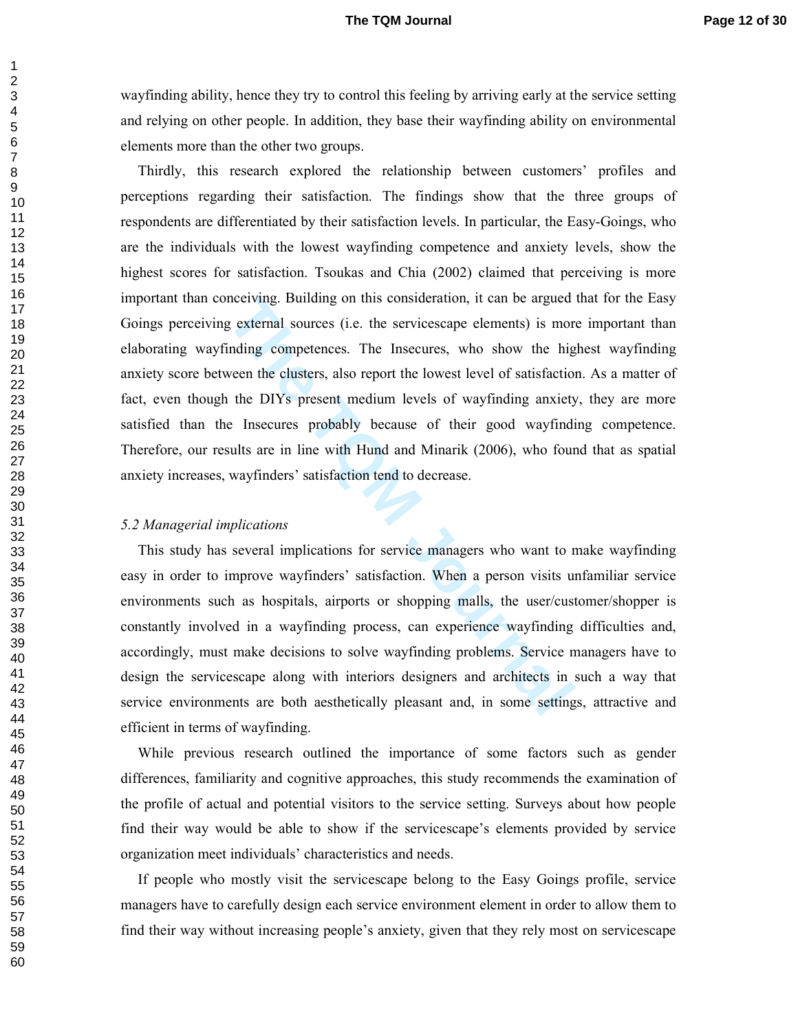wayfinding ability, hence they try to control this feeling by arriving early at the service setting and relying on other people. In addition, they base their wayfinding ability on environmental elements more than the other two groups.

Thirdly, this research explored the relationship between customers' profiles and perceptions regarding their satisfaction. The findings show that the three groups of respondents are differentiated by their satisfaction levels. In particular, the Easy-Goings, who are the individuals with the lowest wayfinding competence and anxiety levels, show the highest scores for satisfaction. Tsoukas and Chia (2002) claimed that perceiving is more important than conceiving. Building on this consideration, it can be argued that for the Easy Goings perceiving external sources (i.e. the servicescape elements) is more important than elaborating wayfinding competences. The Insecures, who show the highest wayfinding anxiety score between the clusters, also report the lowest level of satisfaction. As a matter of fact, even though the DIYs present medium levels of wayfinding anxiety, they are more satisfied than the Insecures probably because of their good wayfinding competence. Therefore, our results are in line with Hund and Minarik (2006), who found that as spatial anxiety increases, wayfinders' satisfaction tend to decrease.

*5.2 Managerial implications*

This study has several implications for service managers who want to make wayfinding easy in order to improve wayfinders' satisfaction. When a person visits unfamiliar service environments such as hospitals, airports or shopping malls, the user/customer/shopper is constantly involved in a wayfinding process, can experience wayfinding difficulties and, accordingly, must make decisions to solve wayfinding problems. Service managers have to design the servicescape along with interiors designers and architects in such a way that service environments are both aesthetically pleasant and, in some settings, attractive and efficient in terms of wayfinding.

While previous research outlined the importance of some factors such as gender differences, familiarity and cognitive approaches, this study recommends the examination of the profile of actual and potential visitors to the service setting. Surveys about how people find their way would be able to show if the servicescape's elements provided by service organization meet individuals' characteristics and needs.

If people who mostly visit the servicescape belong to the Easy Goings profile, service managers have to carefully design each service environment element in order to allow them to find their way without increasing people's anxiety, given that they rely most on servicescape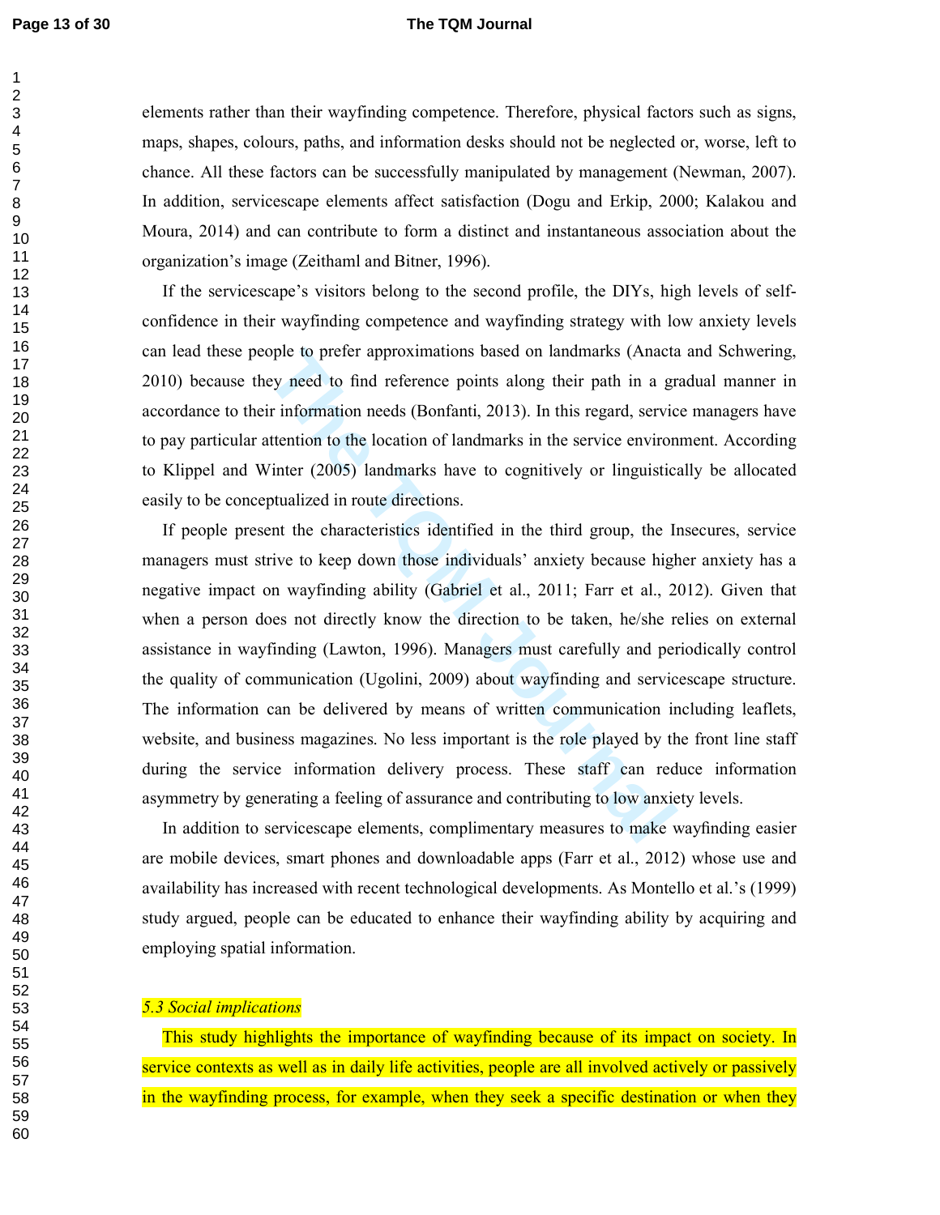elements rather than their wayfinding competence. Therefore, physical factors such as signs, maps, shapes, colours, paths, and information desks should not be neglected or, worse, left to chance. All these factors can be successfully manipulated by management (Newman, 2007). In addition, servicescape elements affect satisfaction (Dogu and Erkip, 2000; Kalakou and Moura, 2014) and can contribute to form a distinct and instantaneous association about the organization's image (Zeithaml and Bitner, 1996).

If the servicescape's visitors belong to the second profile, the DIYs, high levels of self-confidence in their wayfinding competence and wayfinding strategy with low anxiety levels can lead these people to prefer approximations based on landmarks (Anacta and Schwering, 2010) because they need to find reference points along their path in a gradual manner in accordance to their information needs (Bonfanti, 2013). In this regard, service managers have to pay particular attention to the location of landmarks in the service environment. According to Klippel and Winter (2005) landmarks have to cognitively or linguistically be allocated easily to be conceptualized in route directions.

If people present the characteristics identified in the third group, the Insecures, service managers must strive to keep down those individuals' anxiety because higher anxiety has a negative impact on wayfinding ability (Gabriel et al., 2011; Farr et al., 2012). Given that when a person does not directly know the direction to be taken, he/she relies on external assistance in wayfinding (Lawton, 1996). Managers must carefully and periodically control the quality of communication (Ugolini, 2009) about wayfinding and servicescape structure. The information can be delivered by means of written communication including leaflets, website, and business magazines. No less important is the role played by the front line staff during the service information delivery process. These staff can reduce information asymmetry by generating a feeling of assurance and contributing to low anxiety levels.

In addition to servicescape elements, complimentary measures to make wayfinding easier are mobile devices, smart phones and downloadable apps (Farr et al., 2012) whose use and availability has increased with recent technological developments. As Montello et al.'s (1999) study argued, people can be educated to enhance their wayfinding ability by acquiring and employing spatial information.

### *5.3 Social implications*

This study highlights the importance of wayfinding because of its impact on society. In service contexts as well as in daily life activities, people are all involved actively or passively in the wayfinding process, for example, when they seek a specific destination or when they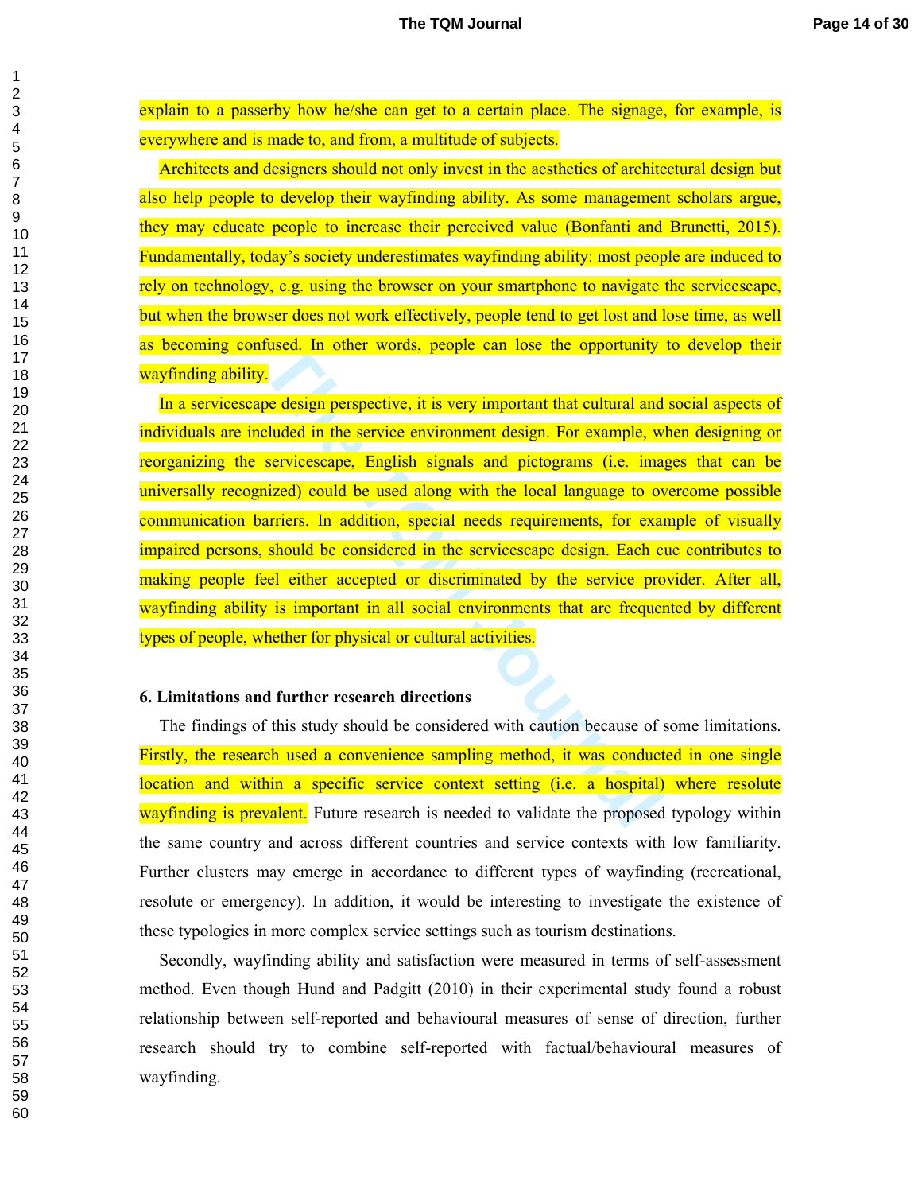explain to a passerby how he/she can get to a certain place. The signage, for example, is everywhere and is made to, and from, a multitude of subjects.

Architects and designers should not only invest in the aesthetics of architectural design but also help people to develop their wayfinding ability. As some management scholars argue, they may educate people to increase their perceived value (Bonfanti and Brunetti, 2015). Fundamentally, today's society underestimates wayfinding ability: most people are induced to rely on technology, e.g. using the browser on your smartphone to navigate the servicescape, but when the browser does not work effectively, people tend to get lost and lose time, as well as becoming confused. In other words, people can lose the opportunity to develop their wayfinding ability.

In a servicescape design perspective, it is very important that cultural and social aspects of individuals are included in the service environment design. For example, when designing or reorganizing the servicescape, English signals and pictograms (i.e. images that can be universally recognized) could be used along with the local language to overcome possible communication barriers. In addition, special needs requirements, for example of visually impaired persons, should be considered in the servicescape design. Each cue contributes to making people feel either accepted or discriminated by the service provider. After all, wayfinding ability is important in all social environments that are frequented by different types of people, whether for physical or cultural activities.

## 6. Limitations and further research directions

The findings of this study should be considered with caution because of some limitations. Firstly, the research used a convenience sampling method, it was conducted in one single location and within a specific service context setting (i.e. a hospital) where resolute wayfinding is prevalent. Future research is needed to validate the proposed typology within the same country and across different countries and service contexts with low familiarity. Further clusters may emerge in accordance to different types of wayfinding (recreational, resolute or emergency). In addition, it would be interesting to investigate the existence of these typologies in more complex service settings such as tourism destinations.

Secondly, wayfinding ability and satisfaction were measured in terms of self-assessment method. Even though Hund and Padgitt (2010) in their experimental study found a robust relationship between self-reported and behavioural measures of sense of direction, further research should try to combine self-reported with factual/behavioural measures of wayfinding.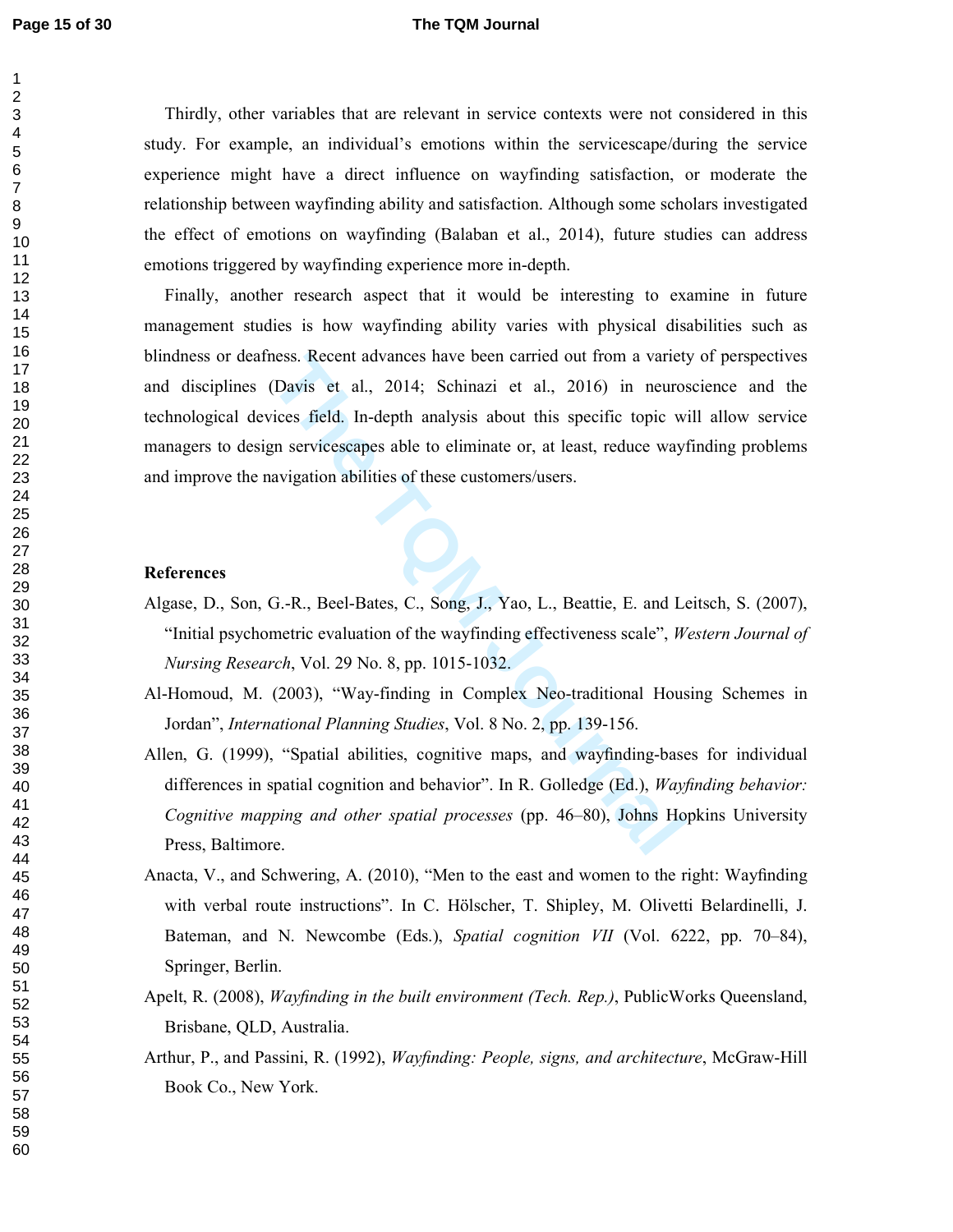Thirdly, other variables that are relevant in service contexts were not considered in this study. For example, an individual's emotions within the servicescape/during the service experience might have a direct influence on wayfinding satisfaction, or moderate the relationship between wayfinding ability and satisfaction. Although some scholars investigated the effect of emotions on wayfinding (Balaban et al., 2014), future studies can address emotions triggered by wayfinding experience more in-depth.

Finally, another research aspect that it would be interesting to examine in future management studies is how wayfinding ability varies with physical disabilities such as blindness or deafness. Recent advances have been carried out from a variety of perspectives and disciplines (Davis et al., 2014; Schinazi et al., 2016) in neuroscience and the technological devices field. In-depth analysis about this specific topic will allow service managers to design servicescapes able to eliminate or, at least, reduce wayfinding problems and improve the navigation abilities of these customers/users.

## References

Algase, D., Son, G.-R., Beel-Bates, C., Song, J., Yao, L., Beattie, E. and Leitsch, S. (2007), "Initial psychometric evaluation of the wayfinding effectiveness scale", *Western Journal of Nursing Research*, Vol. 29 No. 8, pp. 1015-1032.

Al-Homoud, M. (2003), "Way-finding in Complex Neo-traditional Housing Schemes in Jordan", *International Planning Studies*, Vol. 8 No. 2, pp. 139-156.

Allen, G. (1999), "Spatial abilities, cognitive maps, and wayfinding-bases for individual differences in spatial cognition and behavior". In R. Golledge (Ed.), *Wayfinding behavior: Cognitive mapping and other spatial processes* (pp. 46–80), Johns Hopkins University Press, Baltimore.

Anacta, V., and Schwering, A. (2010), "Men to the east and women to the right: Wayfinding with verbal route instructions". In C. Hölscher, T. Shipley, M. Olivetti Belardinelli, J. Bateman, and N. Newcombe (Eds.), *Spatial cognition VII* (Vol. 6222, pp. 70–84), Springer, Berlin.

Apelt, R. (2008), *Wayfinding in the built environment (Tech. Rep.)*, PublicWorks Queensland, Brisbane, QLD, Australia.

Arthur, P., and Passini, R. (1992), *Wayfinding: People, signs, and architecture*, McGraw-Hill Book Co., New York.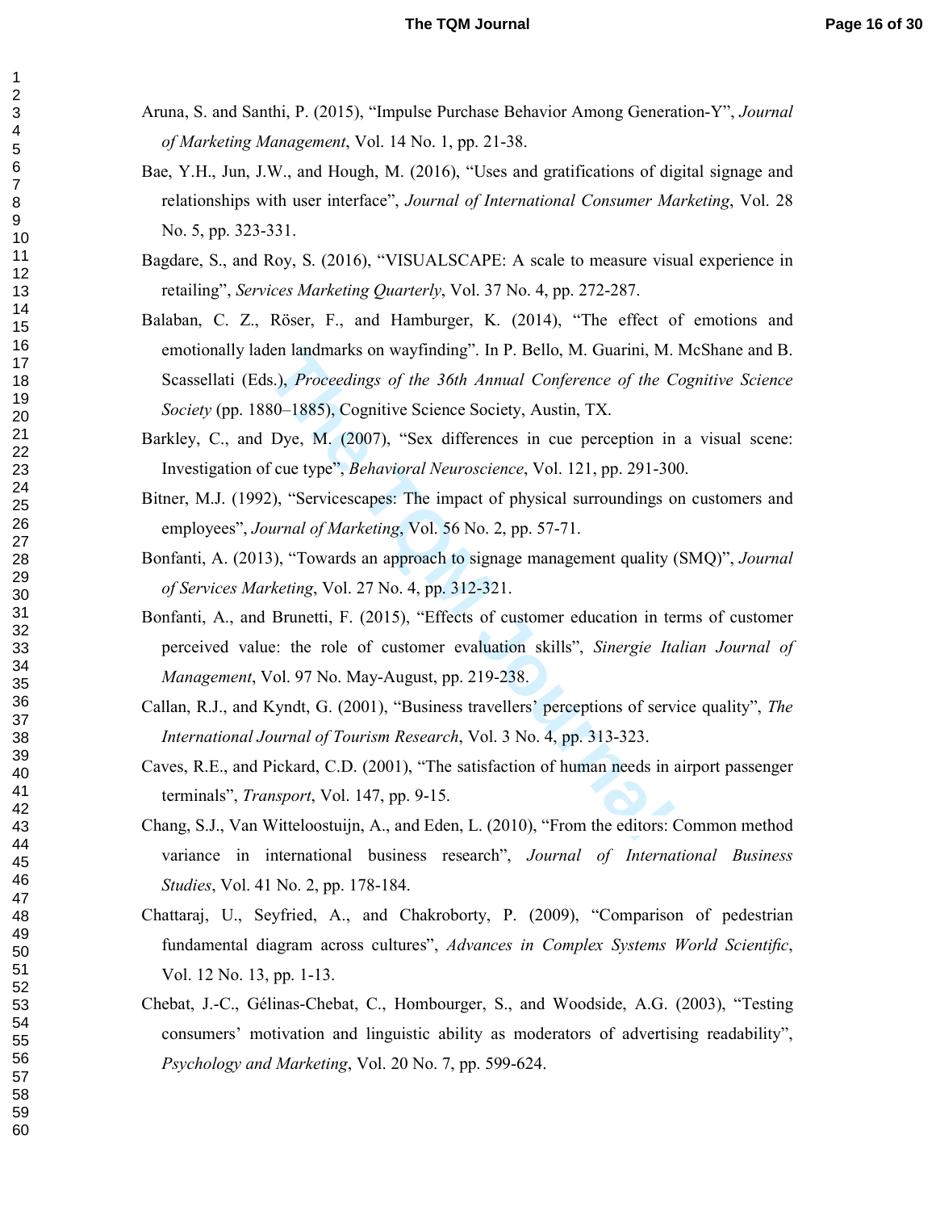Aruna, S. and Santhi, P. (2015), "Impulse Purchase Behavior Among Generation-Y", *Journal of Marketing Management*, Vol. 14 No. 1, pp. 21-38.

Bae, Y.H., Jun, J.W., and Hough, M. (2016), "Uses and gratifications of digital signage and relationships with user interface", *Journal of International Consumer Marketing*, Vol. 28 No. 5, pp. 323-331.

Bagdare, S., and Roy, S. (2016), "VISUALSCAPE: A scale to measure visual experience in retailing", *Services Marketing Quarterly*, Vol. 37 No. 4, pp. 272-287.

Balaban, C. Z., Röser, F., and Hamburger, K. (2014), "The effect of emotions and emotionally laden landmarks on wayfinding". In P. Bello, M. Guarini, M. McShane and B. Scassellati (Eds.), *Proceedings of the 36th Annual Conference of the Cognitive Science Society* (pp. 1880–1885), Cognitive Science Society, Austin, TX.

Barkley, C., and Dye, M. (2007), "Sex differences in cue perception in a visual scene: Investigation of cue type", *Behavioral Neuroscience*, Vol. 121, pp. 291-300.

Bitner, M.J. (1992), "Servicescapes: The impact of physical surroundings on customers and employees", *Journal of Marketing*, Vol. 56 No. 2, pp. 57-71.

Bonfanti, A. (2013), "Towards an approach to signage management quality (SMQ)", *Journal of Services Marketing*, Vol. 27 No. 4, pp. 312-321.

Bonfanti, A., and Brunetti, F. (2015), "Effects of customer education in terms of customer perceived value: the role of customer evaluation skills", *Sinergie Italian Journal of Management*, Vol. 97 No. May-August, pp. 219-238.

Callan, R.J., and Kyndt, G. (2001), "Business travellers' perceptions of service quality", *The International Journal of Tourism Research*, Vol. 3 No. 4, pp. 313-323.

Caves, R.E., and Pickard, C.D. (2001), "The satisfaction of human needs in airport passenger terminals", *Transport*, Vol. 147, pp. 9-15.

Chang, S.J., Van Witteloostuijn, A., and Eden, L. (2010), "From the editors: Common method variance in international business research", *Journal of International Business Studies*, Vol. 41 No. 2, pp. 178-184.

Chattaraj, U., Seyfried, A., and Chakroborty, P. (2009), "Comparison of pedestrian fundamental diagram across cultures", *Advances in Complex Systems World Scientific*, Vol. 12 No. 13, pp. 1-13.

Chebat, J.-C., Gélinas-Chebat, C., Hombourger, S., and Woodside, A.G. (2003), "Testing consumers' motivation and linguistic ability as moderators of advertising readability", *Psychology and Marketing*, Vol. 20 No. 7, pp. 599-624.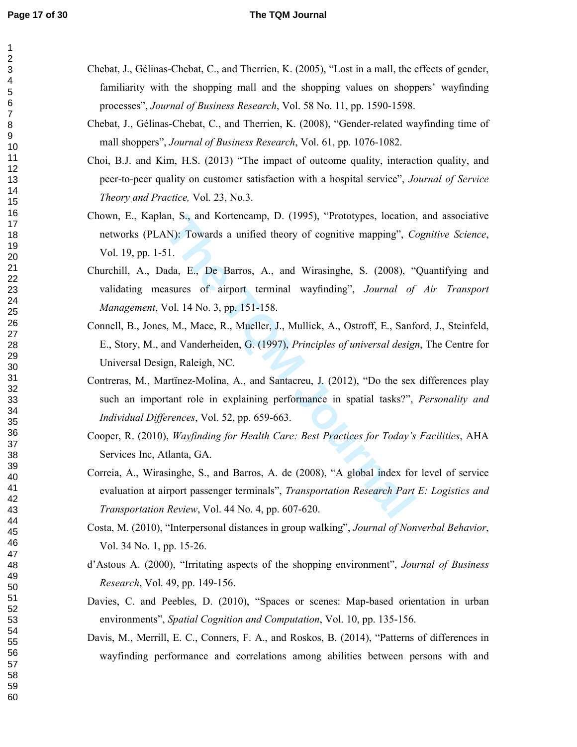Chebat, J., Gélinas-Chebat, C., and Therrien, K. (2005), "Lost in a mall, the effects of gender, familiarity with the shopping mall and the shopping values on shoppers' wayfinding processes", *Journal of Business Research*, Vol. 58 No. 11, pp. 1590-1598.

Chebat, J., Gélinas-Chebat, C., and Therrien, K. (2008), "Gender-related wayfinding time of mall shoppers", *Journal of Business Research*, Vol. 61, pp. 1076-1082.

Choi, B.J. and Kim, H.S. (2013) "The impact of outcome quality, interaction quality, and peer-to-peer quality on customer satisfaction with a hospital service", *Journal of Service Theory and Practice,* Vol. 23, No.3.

Chown, E., Kaplan, S., and Kortencamp, D. (1995), "Prototypes, location, and associative networks (PLAN): Towards a unified theory of cognitive mapping", *Cognitive Science*, Vol. 19, pp. 1-51.

Churchill, A., Dada, E., De Barros, A., and Wirasinghe, S. (2008), "Quantifying and validating measures of airport terminal wayfinding", *Journal of Air Transport Management*, Vol. 14 No. 3, pp. 151-158.

Connell, B., Jones, M., Mace, R., Mueller, J., Mullick, A., Ostroff, E., Sanford, J., Steinfeld, E., Story, M., and Vanderheiden, G. (1997), *Principles of universal design*, The Centre for Universal Design, Raleigh, NC.

Contreras, M., Martïnez-Molina, A., and Santacreu, J. (2012), "Do the sex differences play such an important role in explaining performance in spatial tasks?", *Personality and Individual Differences*, Vol. 52, pp. 659-663.

Cooper, R. (2010), *Wayfinding for Health Care: Best Practices for Today's Facilities*, AHA Services Inc, Atlanta, GA.

Correia, A., Wirasinghe, S., and Barros, A. de (2008), "A global index for level of service evaluation at airport passenger terminals", *Transportation Research Part E: Logistics and Transportation Review*, Vol. 44 No. 4, pp. 607-620.

Costa, M. (2010), "Interpersonal distances in group walking", *Journal of Nonverbal Behavior*, Vol. 34 No. 1, pp. 15-26.

d'Astous A. (2000), "Irritating aspects of the shopping environment", *Journal of Business Research*, Vol. 49, pp. 149-156.

Davies, C. and Peebles, D. (2010), "Spaces or scenes: Map-based orientation in urban environments", *Spatial Cognition and Computation*, Vol. 10, pp. 135-156.

Davis, M., Merrill, E. C., Conners, F. A., and Roskos, B. (2014), "Patterns of differences in wayfinding performance and correlations among abilities between persons with and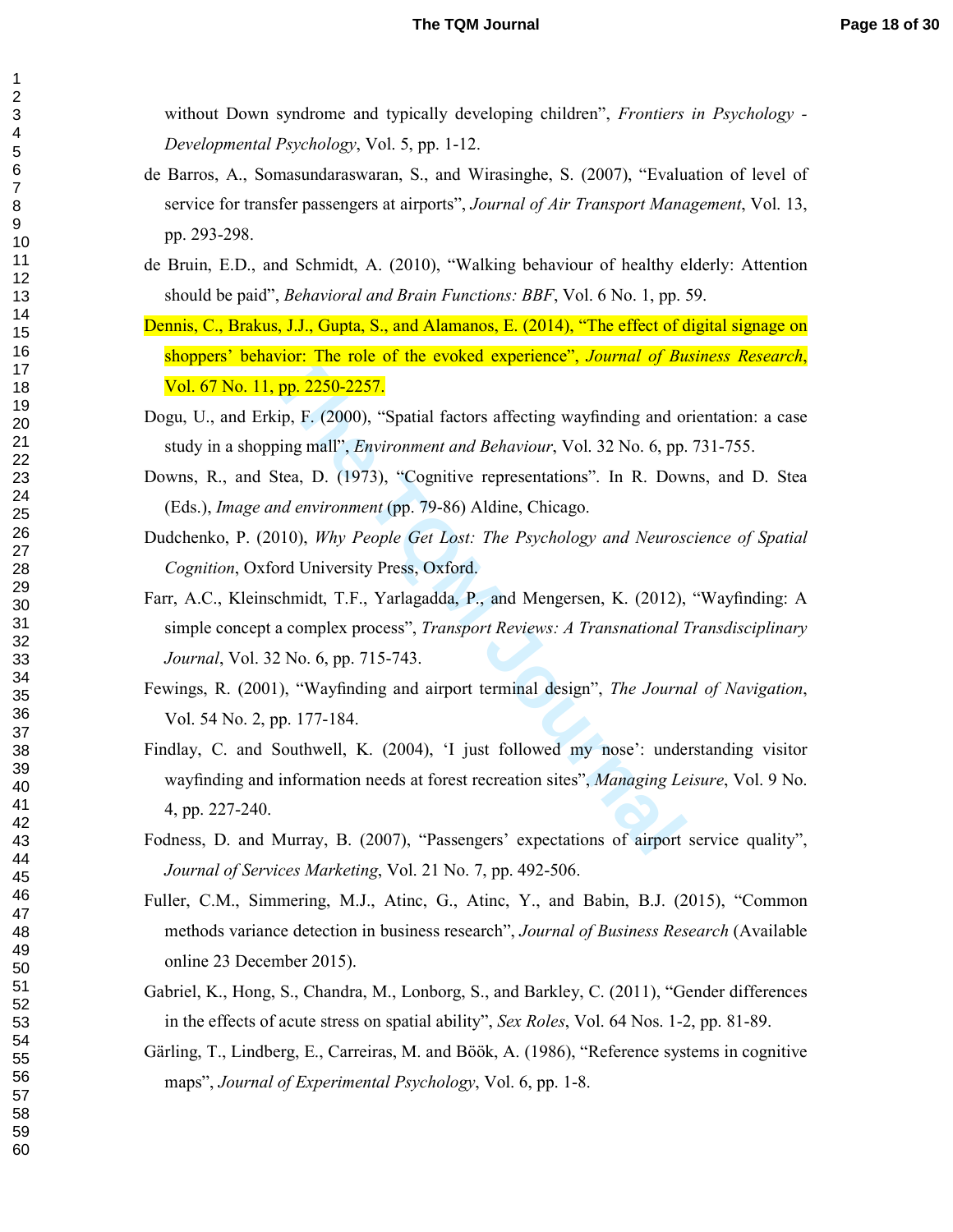without Down syndrome and typically developing children", *Frontiers in Psychology - Developmental Psychology*, Vol. 5, pp. 1-12.

de Barros, A., Somasundaraswaran, S., and Wirasinghe, S. (2007), "Evaluation of level of service for transfer passengers at airports", *Journal of Air Transport Management*, Vol. 13, pp. 293-298.

de Bruin, E.D., and Schmidt, A. (2010), "Walking behaviour of healthy elderly: Attention should be paid", *Behavioral and Brain Functions: BBF*, Vol. 6 No. 1, pp. 59.

Dennis, C., Brakus, J.J., Gupta, S., and Alamanos, E. (2014), "The effect of digital signage on shoppers' behavior: The role of the evoked experience", *Journal of Business Research*, Vol. 67 No. 11, pp. 2250-2257.

Dogu, U., and Erkip, F. (2000), "Spatial factors affecting wayfinding and orientation: a case study in a shopping mall", *Environment and Behaviour*, Vol. 32 No. 6, pp. 731-755.

Downs, R., and Stea, D. (1973), "Cognitive representations". In R. Downs, and D. Stea (Eds.), *Image and environment* (pp. 79-86) Aldine, Chicago.

Dudchenko, P. (2010), *Why People Get Lost: The Psychology and Neuroscience of Spatial Cognition*, Oxford University Press, Oxford.

Farr, A.C., Kleinschmidt, T.F., Yarlagadda, P., and Mengersen, K. (2012), "Wayfinding: A simple concept a complex process", *Transport Reviews: A Transnational Transdisciplinary Journal*, Vol. 32 No. 6, pp. 715-743.

Fewings, R. (2001), "Wayfinding and airport terminal design", *The Journal of Navigation*, Vol. 54 No. 2, pp. 177-184.

Findlay, C. and Southwell, K. (2004), 'I just followed my nose': understanding visitor wayfinding and information needs at forest recreation sites", *Managing Leisure*, Vol. 9 No. 4, pp. 227-240.

Fodness, D. and Murray, B. (2007), "Passengers' expectations of airport service quality", *Journal of Services Marketing*, Vol. 21 No. 7, pp. 492-506.

Fuller, C.M., Simmering, M.J., Atinc, G., Atinc, Y., and Babin, B.J. (2015), "Common methods variance detection in business research", *Journal of Business Research* (Available online 23 December 2015).

Gabriel, K., Hong, S., Chandra, M., Lonborg, S., and Barkley, C. (2011), "Gender differences in the effects of acute stress on spatial ability", *Sex Roles*, Vol. 64 Nos. 1-2, pp. 81-89.

Gärling, T., Lindberg, E., Carreiras, M. and Böök, A. (1986), "Reference systems in cognitive maps", *Journal of Experimental Psychology*, Vol. 6, pp. 1-8.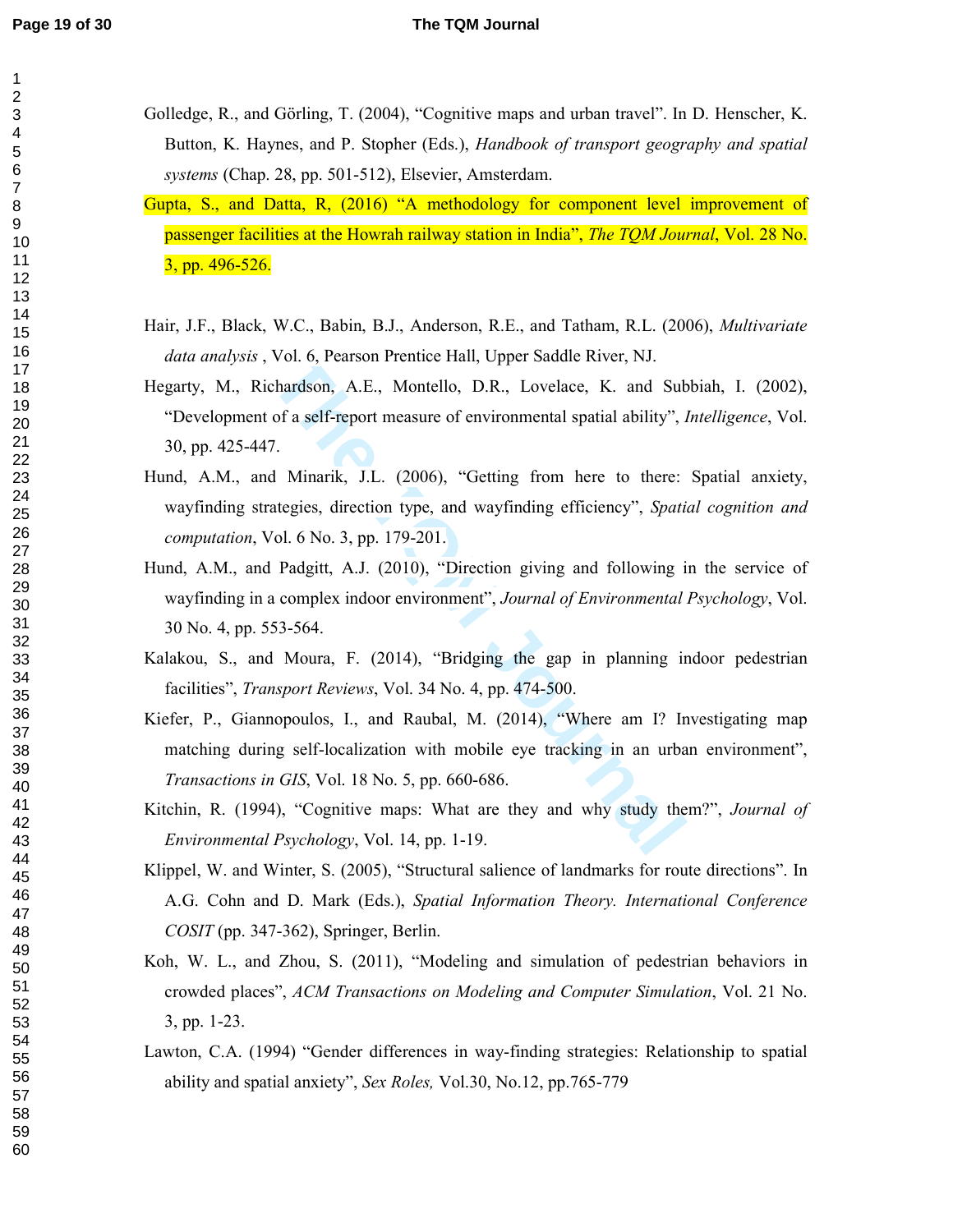Golledge, R., and Görling, T. (2004), "Cognitive maps and urban travel". In D. Henscher, K. Button, K. Haynes, and P. Stopher (Eds.), *Handbook of transport geography and spatial systems* (Chap. 28, pp. 501-512), Elsevier, Amsterdam.

Gupta, S., and Datta, R, (2016) "A methodology for component level improvement of passenger facilities at the Howrah railway station in India", *The TQM Journal*, Vol. 28 No. 3, pp. 496-526.

Hair, J.F., Black, W.C., Babin, B.J., Anderson, R.E., and Tatham, R.L. (2006), *Multivariate data analysis* , Vol. 6, Pearson Prentice Hall, Upper Saddle River, NJ.

Hegarty, M., Richardson, A.E., Montello, D.R., Lovelace, K. and Subbiah, I. (2002), "Development of a self-report measure of environmental spatial ability", *Intelligence*, Vol. 30, pp. 425-447.

Hund, A.M., and Minarik, J.L. (2006), "Getting from here to there: Spatial anxiety, wayfinding strategies, direction type, and wayfinding efficiency", *Spatial cognition and computation*, Vol. 6 No. 3, pp. 179-201.

Hund, A.M., and Padgitt, A.J. (2010), "Direction giving and following in the service of wayfinding in a complex indoor environment", *Journal of Environmental Psychology*, Vol. 30 No. 4, pp. 553-564.

Kalakou, S., and Moura, F. (2014), "Bridging the gap in planning indoor pedestrian facilities", *Transport Reviews*, Vol. 34 No. 4, pp. 474-500.

Kiefer, P., Giannopoulos, I., and Raubal, M. (2014), "Where am I? Investigating map matching during self-localization with mobile eye tracking in an urban environment", *Transactions in GIS*, Vol. 18 No. 5, pp. 660-686.

Kitchin, R. (1994), "Cognitive maps: What are they and why study them?", *Journal of Environmental Psychology*, Vol. 14, pp. 1-19.

Klippel, W. and Winter, S. (2005), "Structural salience of landmarks for route directions". In A.G. Cohn and D. Mark (Eds.), *Spatial Information Theory. International Conference COSIT* (pp. 347-362), Springer, Berlin.

Koh, W. L., and Zhou, S. (2011), "Modeling and simulation of pedestrian behaviors in crowded places", *ACM Transactions on Modeling and Computer Simulation*, Vol. 21 No. 3, pp. 1-23.

Lawton, C.A. (1994) "Gender differences in way-finding strategies: Relationship to spatial ability and spatial anxiety", *Sex Roles,* Vol.30, No.12, pp.765-779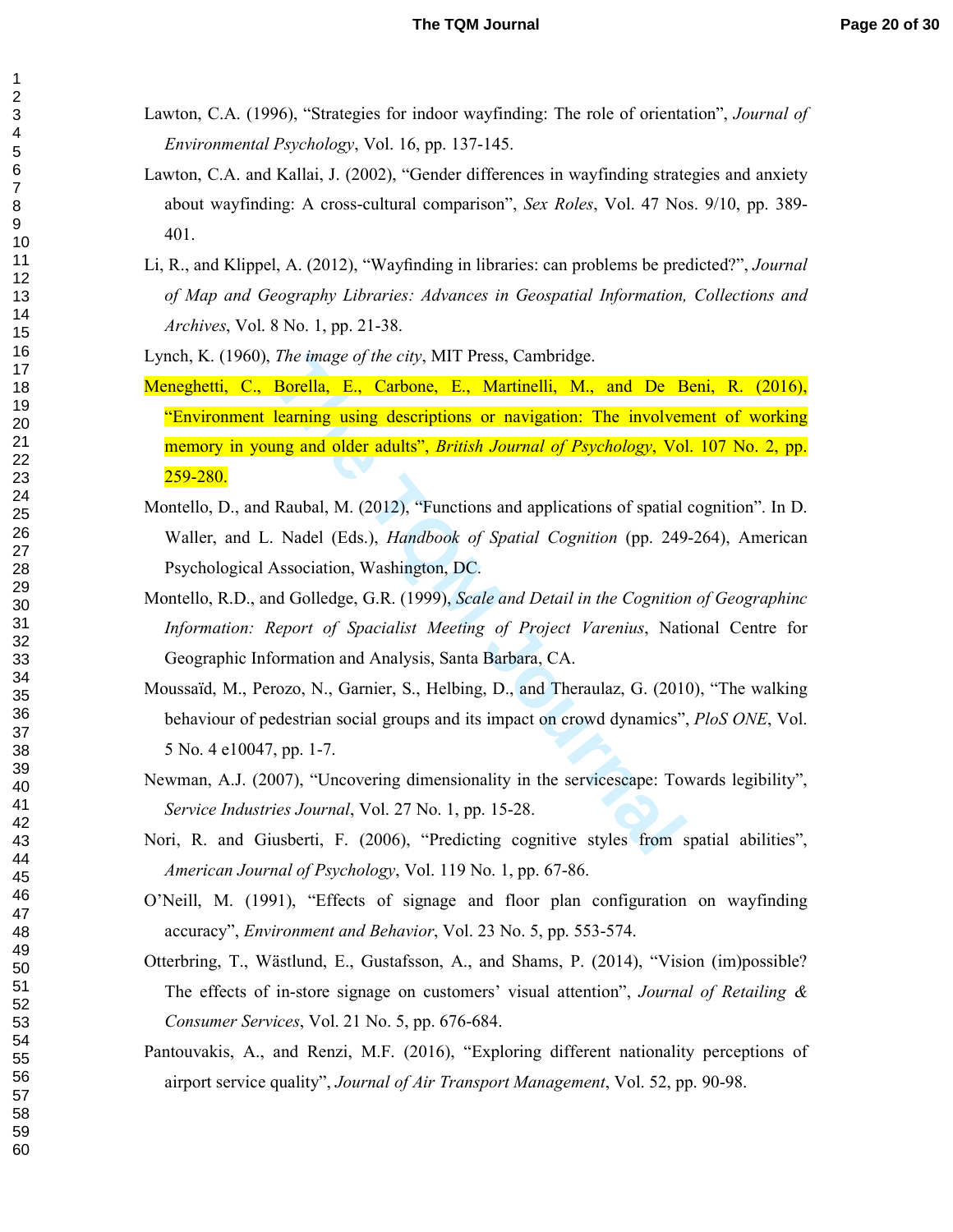Lawton, C.A. (1996), “Strategies for indoor wayfinding: The role of orientation”, *Journal of Environmental Psychology*, Vol. 16, pp. 137-145.

Lawton, C.A. and Kallai, J. (2002), “Gender differences in wayfinding strategies and anxiety about wayfinding: A cross-cultural comparison”, *Sex Roles*, Vol. 47 Nos. 9/10, pp. 389-401.

Li, R., and Klippel, A. (2012), “Wayfinding in libraries: can problems be predicted?”, *Journal of Map and Geography Libraries: Advances in Geospatial Information, Collections and Archives*, Vol. 8 No. 1, pp. 21-38.

Lynch, K. (1960), *The image of the city*, MIT Press, Cambridge.

Meneghetti, C., Borella, E., Carbone, E., Martinelli, M., and De Beni, R. (2016), “Environment learning using descriptions or navigation: The involvement of working memory in young and older adults”, *British Journal of Psychology*, Vol. 107 No. 2, pp. 259-280.

Montello, D., and Raubal, M. (2012), “Functions and applications of spatial cognition”. In D. Waller, and L. Nadel (Eds.), *Handbook of Spatial Cognition* (pp. 249-264), American Psychological Association, Washington, DC.

Montello, R.D., and Golledge, G.R. (1999), *Scale and Detail in the Cognition of Geographinc Information: Report of Spacialist Meeting of Project Varenius*, National Centre for Geographic Information and Analysis, Santa Barbara, CA.

Moussaïd, M., Perozo, N., Garnier, S., Helbing, D., and Theraulaz, G. (2010), “The walking behaviour of pedestrian social groups and its impact on crowd dynamics”, *PloS ONE*, Vol. 5 No. 4 e10047, pp. 1-7.

Newman, A.J. (2007), “Uncovering dimensionality in the servicescape: Towards legibility”, *Service Industries Journal*, Vol. 27 No. 1, pp. 15-28.

Nori, R. and Giusberti, F. (2006), “Predicting cognitive styles from spatial abilities”, *American Journal of Psychology*, Vol. 119 No. 1, pp. 67-86.

O’Neill, M. (1991), “Effects of signage and floor plan configuration on wayfinding accuracy”, *Environment and Behavior*, Vol. 23 No. 5, pp. 553-574.

Otterbring, T., Wästlund, E., Gustafsson, A., and Shams, P. (2014), “Vision (im)possible? The effects of in-store signage on customers’ visual attention”, *Journal of Retailing & Consumer Services*, Vol. 21 No. 5, pp. 676-684.

Pantouvakis, A., and Renzi, M.F. (2016), “Exploring different nationality perceptions of airport service quality”, *Journal of Air Transport Management*, Vol. 52, pp. 90-98.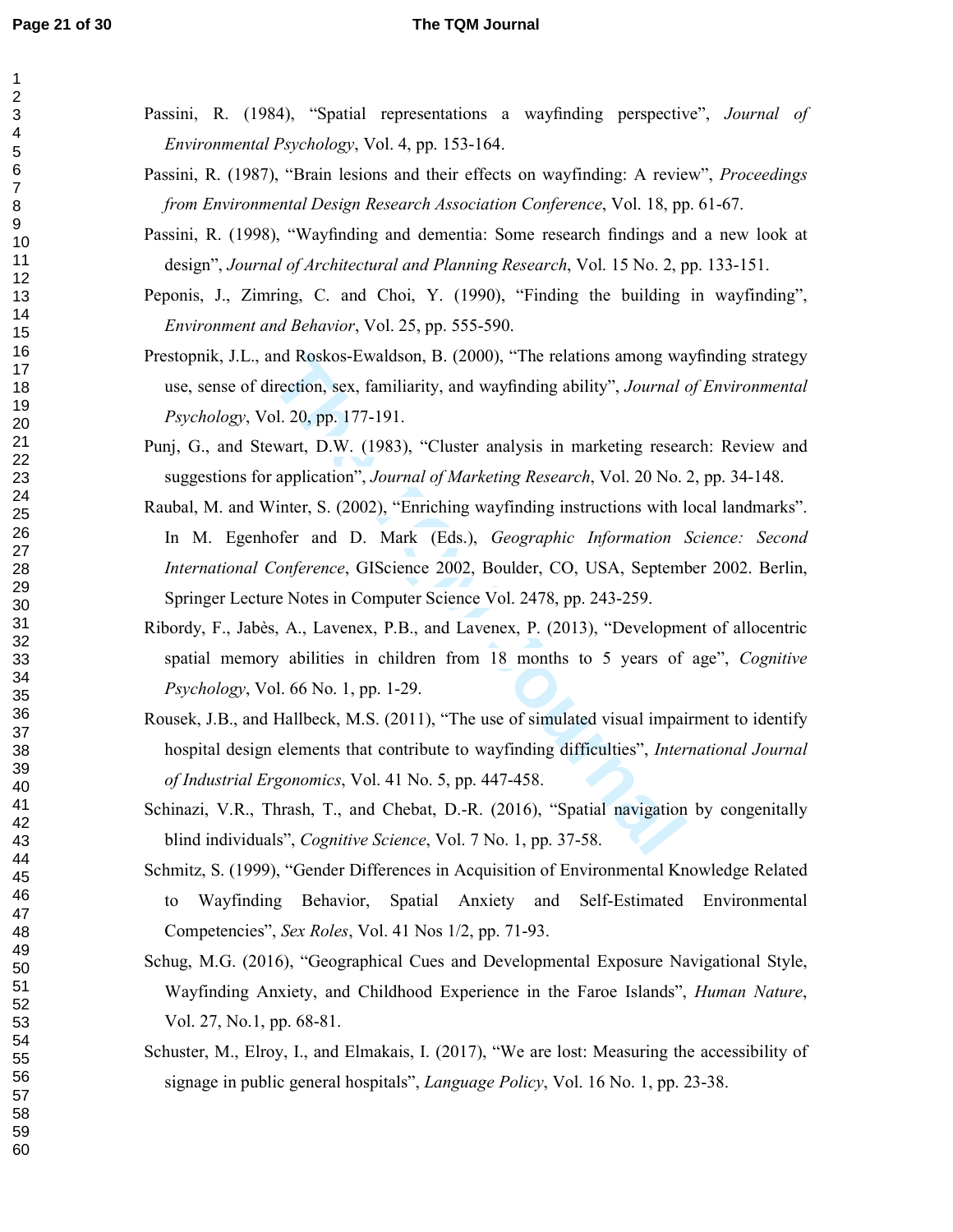Passini, R. (1984), "Spatial representations a wayfinding perspective", *Journal of Environmental Psychology*, Vol. 4, pp. 153-164.

Passini, R. (1987), "Brain lesions and their effects on wayfinding: A review", *Proceedings from Environmental Design Research Association Conference*, Vol. 18, pp. 61-67.

Passini, R. (1998), "Wayfinding and dementia: Some research findings and a new look at design", *Journal of Architectural and Planning Research*, Vol. 15 No. 2, pp. 133-151.

Peponis, J., Zimring, C. and Choi, Y. (1990), "Finding the building in wayfinding", *Environment and Behavior*, Vol. 25, pp. 555-590.

Prestopnik, J.L., and Roskos-Ewaldson, B. (2000), "The relations among wayfinding strategy use, sense of direction, sex, familiarity, and wayfinding ability", *Journal of Environmental Psychology*, Vol. 20, pp. 177-191.

Punj, G., and Stewart, D.W. (1983), "Cluster analysis in marketing research: Review and suggestions for application", *Journal of Marketing Research*, Vol. 20 No. 2, pp. 34-148.

Raubal, M. and Winter, S. (2002), "Enriching wayfinding instructions with local landmarks". In M. Egenhofer and D. Mark (Eds.), *Geographic Information Science: Second International Conference*, GIScience 2002, Boulder, CO, USA, September 2002. Berlin, Springer Lecture Notes in Computer Science Vol. 2478, pp. 243-259.

Ribordy, F., Jabès, A., Lavenex, P.B., and Lavenex, P. (2013), "Development of allocentric spatial memory abilities in children from 18 months to 5 years of age", *Cognitive Psychology*, Vol. 66 No. 1, pp. 1-29.

Rousek, J.B., and Hallbeck, M.S. (2011), "The use of simulated visual impairment to identify hospital design elements that contribute to wayfinding difficulties", *International Journal of Industrial Ergonomics*, Vol. 41 No. 5, pp. 447-458.

Schinazi, V.R., Thrash, T., and Chebat, D.-R. (2016), "Spatial navigation by congenitally blind individuals", *Cognitive Science*, Vol. 7 No. 1, pp. 37-58.

Schmitz, S. (1999), "Gender Differences in Acquisition of Environmental Knowledge Related to Wayfinding Behavior, Spatial Anxiety and Self-Estimated Environmental Competencies", *Sex Roles*, Vol. 41 Nos 1/2, pp. 71-93.

Schug, M.G. (2016), "Geographical Cues and Developmental Exposure Navigational Style, Wayfinding Anxiety, and Childhood Experience in the Faroe Islands", *Human Nature*, Vol. 27, No.1, pp. 68-81.

Schuster, M., Elroy, I., and Elmakais, I. (2017), "We are lost: Measuring the accessibility of signage in public general hospitals", *Language Policy*, Vol. 16 No. 1, pp. 23-38.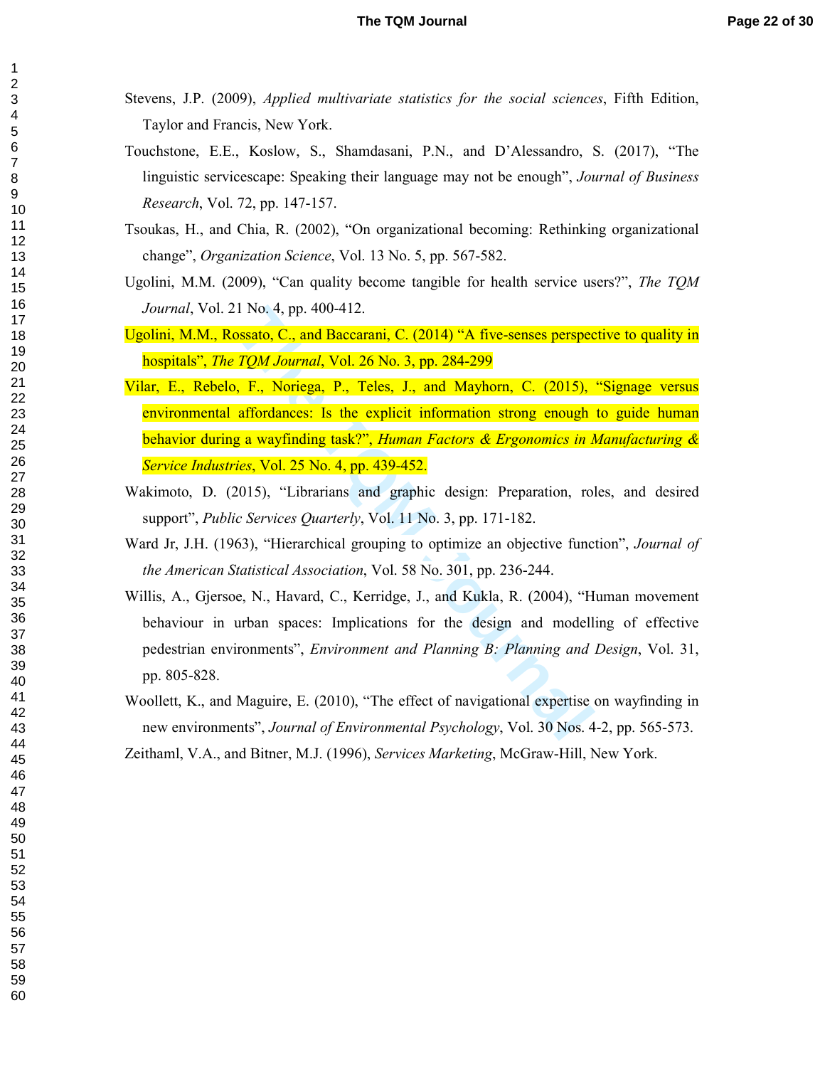Stevens, J.P. (2009), *Applied multivariate statistics for the social sciences*, Fifth Edition, Taylor and Francis, New York.

Touchstone, E.E., Koslow, S., Shamdasani, P.N., and D'Alessandro, S. (2017), "The linguistic servicescape: Speaking their language may not be enough", *Journal of Business Research*, Vol. 72, pp. 147-157.

Tsoukas, H., and Chia, R. (2002), "On organizational becoming: Rethinking organizational change", *Organization Science*, Vol. 13 No. 5, pp. 567-582.

Ugolini, M.M. (2009), "Can quality become tangible for health service users?", *The TQM Journal*, Vol. 21 No. 4, pp. 400-412.

Ugolini, M.M., Rossato, C., and Baccarani, C. (2014) "A five-senses perspective to quality in hospitals", *The TQM Journal*, Vol. 26 No. 3, pp. 284-299

Vilar, E., Rebelo, F., Noriega, P., Teles, J., and Mayhorn, C. (2015), "Signage versus environmental affordances: Is the explicit information strong enough to guide human behavior during a wayfinding task?", *Human Factors & Ergonomics in Manufacturing & Service Industries*, Vol. 25 No. 4, pp. 439-452.

Wakimoto, D. (2015), "Librarians and graphic design: Preparation, roles, and desired support", *Public Services Quarterly*, Vol. 11 No. 3, pp. 171-182.

Ward Jr, J.H. (1963), "Hierarchical grouping to optimize an objective function", *Journal of the American Statistical Association*, Vol. 58 No. 301, pp. 236-244.

Willis, A., Gjersoe, N., Havard, C., Kerridge, J., and Kukla, R. (2004), "Human movement behaviour in urban spaces: Implications for the design and modelling of effective pedestrian environments", *Environment and Planning B: Planning and Design*, Vol. 31, pp. 805-828.

Woollett, K., and Maguire, E. (2010), "The effect of navigational expertise on wayfinding in new environments", *Journal of Environmental Psychology*, Vol. 30 Nos. 4-2, pp. 565-573.

Zeithaml, V.A., and Bitner, M.J. (1996), *Services Marketing*, McGraw-Hill, New York.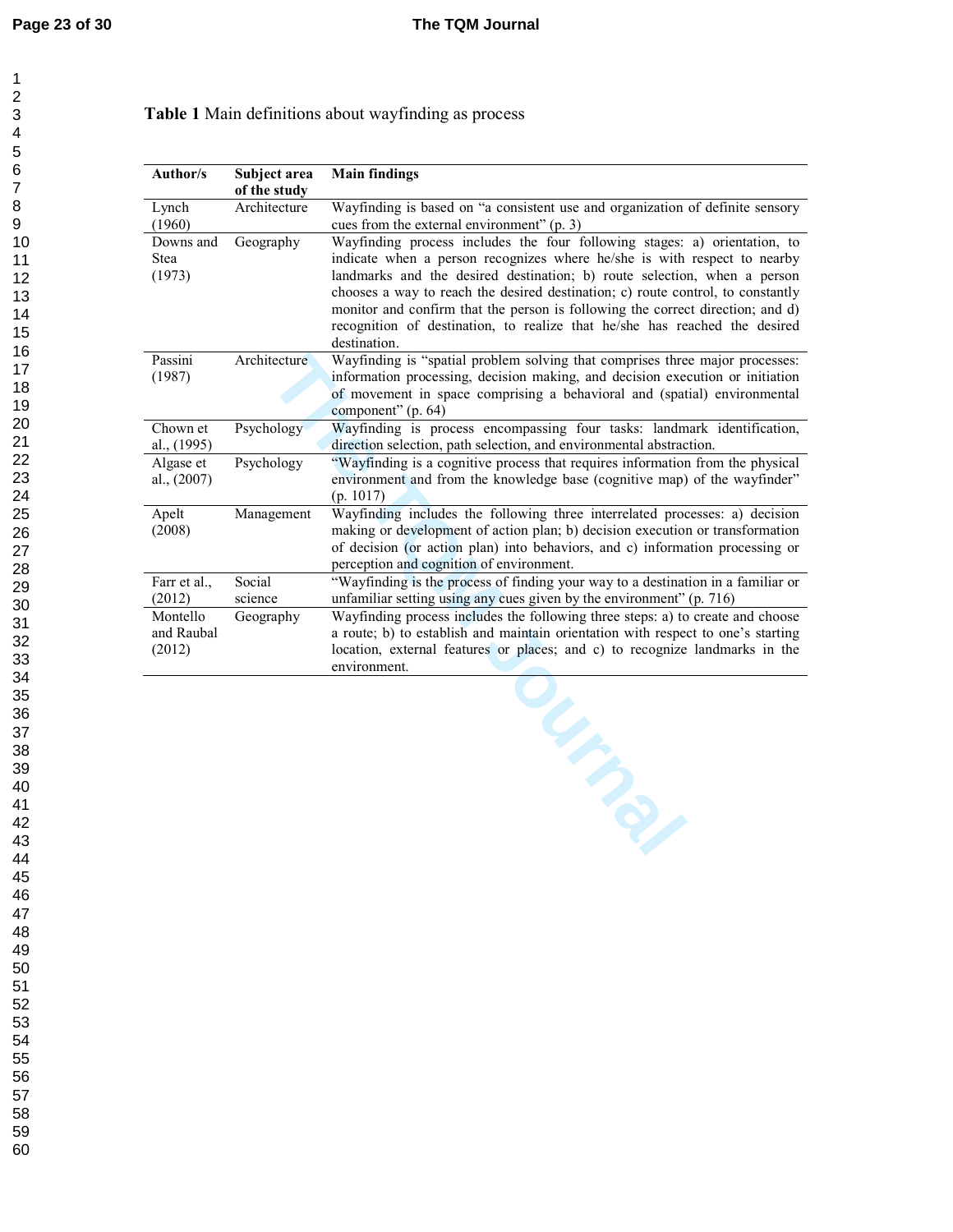**Table 1** Main definitions about wayfinding as process

| Author/s | Subject area of the study | Main findings |
|---|---|---|
| Lynch (1960) | Architecture | Wayfinding is based on "a consistent use and organization of definite sensory cues from the external environment" (p. 3) |
| Downs and Stea (1973) | Geography | Wayfinding process includes the four following stages: a) orientation, to indicate when a person recognizes where he/she is with respect to nearby landmarks and the desired destination; b) route selection, when a person chooses a way to reach the desired destination; c) route control, to constantly monitor and confirm that the person is following the correct direction; and d) recognition of destination, to realize that he/she has reached the desired destination. |
| Passini (1987) | Architecture | Wayfinding is "spatial problem solving that comprises three major processes: information processing, decision making, and decision execution or initiation of movement in space comprising a behavioral and (spatial) environmental component" (p. 64) |
| Chown et al., (1995) | Psychology | Wayfinding is process encompassing four tasks: landmark identification, direction selection, path selection, and environmental abstraction. |
| Algase et al., (2007) | Psychology | "Wayfinding is a cognitive process that requires information from the physical environment and from the knowledge base (cognitive map) of the wayfinder" (p. 1017) |
| Apelt (2008) | Management | Wayfinding includes the following three interrelated processes: a) decision making or development of action plan; b) decision execution or transformation of decision (or action plan) into behaviors, and c) information processing or perception and cognition of environment. |
| Farr et al., (2012) | Social science | "Wayfinding is the process of finding your way to a destination in a familiar or unfamiliar setting using any cues given by the environment" (p. 716) |
| Montello and Raubal (2012) | Geography | Wayfinding process includes the following three steps: a) to create and choose a route; b) to establish and maintain orientation with respect to one's starting location, external features or places; and c) to recognize landmarks in the environment. |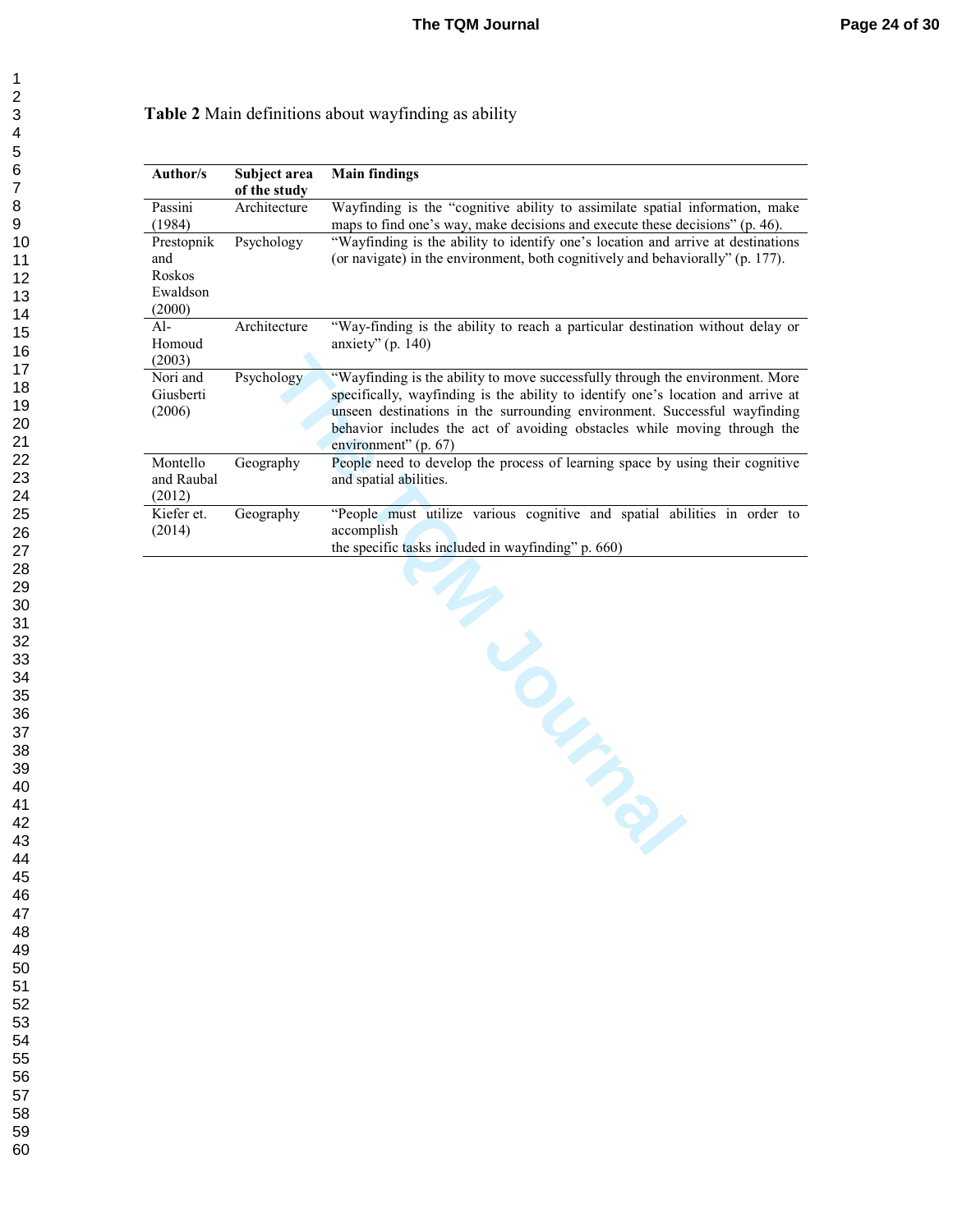**Table 2** Main definitions about wayfinding as ability

| Author/s | Subject area of the study | Main findings |
|---|---|---|
| Passini (1984) | Architecture | Wayfinding is the "cognitive ability to assimilate spatial information, make maps to find one's way, make decisions and execute these decisions" (p. 46). |
| Prestopnik and Roskos Ewaldson (2000) | Psychology | "Wayfinding is the ability to identify one's location and arrive at destinations (or navigate) in the environment, both cognitively and behaviorally" (p. 177). |
| Al-Homoud (2003) | Architecture | "Way-finding is the ability to reach a particular destination without delay or anxiety" (p. 140) |
| Nori and Giusberti (2006) | Psychology | "Wayfinding is the ability to move successfully through the environment. More specifically, wayfinding is the ability to identify one's location and arrive at unseen destinations in the surrounding environment. Successful wayfinding behavior includes the act of avoiding obstacles while moving through the environment" (p. 67) |
| Montello and Raubal (2012) | Geography | People need to develop the process of learning space by using their cognitive and spatial abilities. |
| Kiefer et. (2014) | Geography | "People must utilize various cognitive and spatial abilities in order to accomplish the specific tasks included in wayfinding" p. 660) |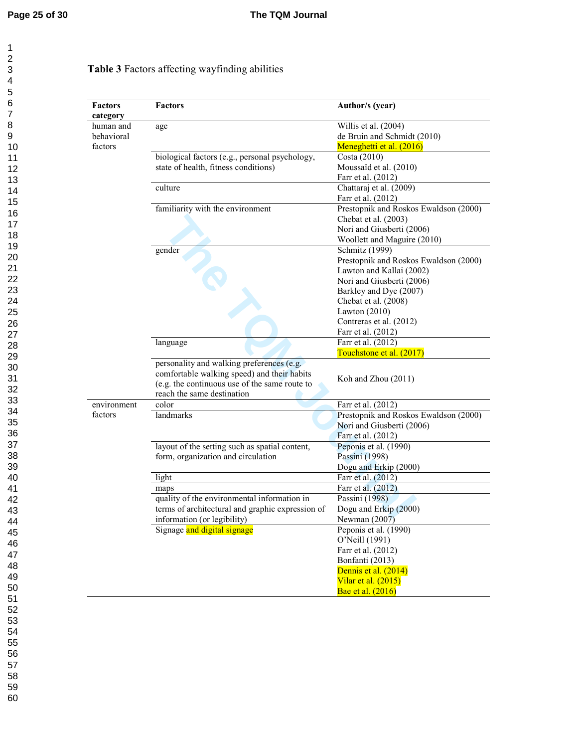**Table 3** Factors affecting wayfinding abilities

| Factors category | Factors | Author/s (year) |
|---|---|---|
| human and behavioral factors | age | Willis et al. (2004)<br>de Bruin and Schmidt (2010)<br>Meneghetti et al. (2016) |
| | biological factors (e.g., personal psychology, state of health, fitness conditions) | Costa (2010)<br>Moussaïd et al. (2010)<br>Farr et al. (2012) |
| | culture | Chattaraj et al. (2009)<br>Farr et al. (2012) |
| | familiarity with the environment | Prestopnik and Roskos Ewaldson (2000)<br>Chebat et al. (2003)<br>Nori and Giusberti (2006)<br>Woollett and Maguire (2010) |
| | gender | Schmitz (1999)<br>Prestopnik and Roskos Ewaldson (2000)<br>Lawton and Kallai (2002)<br>Nori and Giusberti (2006)<br>Barkley and Dye (2007)<br>Chebat et al. (2008)<br>Lawton (2010)<br>Contreras et al. (2012)<br>Farr et al. (2012) |
| | language | Farr et al. (2012)<br>Touchstone et al. (2017) |
| | personality and walking preferences (e.g. comfortable walking speed) and their habits (e.g. the continuous use of the same route to reach the same destination | Koh and Zhou (2011) |
| environment factors | color | Farr et al. (2012) |
| | landmarks | Prestopnik and Roskos Ewaldson (2000)<br>Nori and Giusberti (2006)<br>Farr et al. (2012) |
| | layout of the setting such as spatial content, form, organization and circulation | Peponis et al. (1990)<br>Passini (1998)<br>Dogu and Erkip (2000) |
| | light | Farr et al. (2012) |
| | maps | Farr et al. (2012) |
| | quality of the environmental information in terms of architectural and graphic expression of information (or legibility) | Passini (1998)<br>Dogu and Erkip (2000)<br>Newman (2007) |
| | Signage and digital signage | Peponis et al. (1990)<br>O'Neill (1991)<br>Farr et al. (2012)<br>Bonfanti (2013)<br>Dennis et al. (2014)<br>Vilar et al. (2015)<br>Bae et al. (2016) |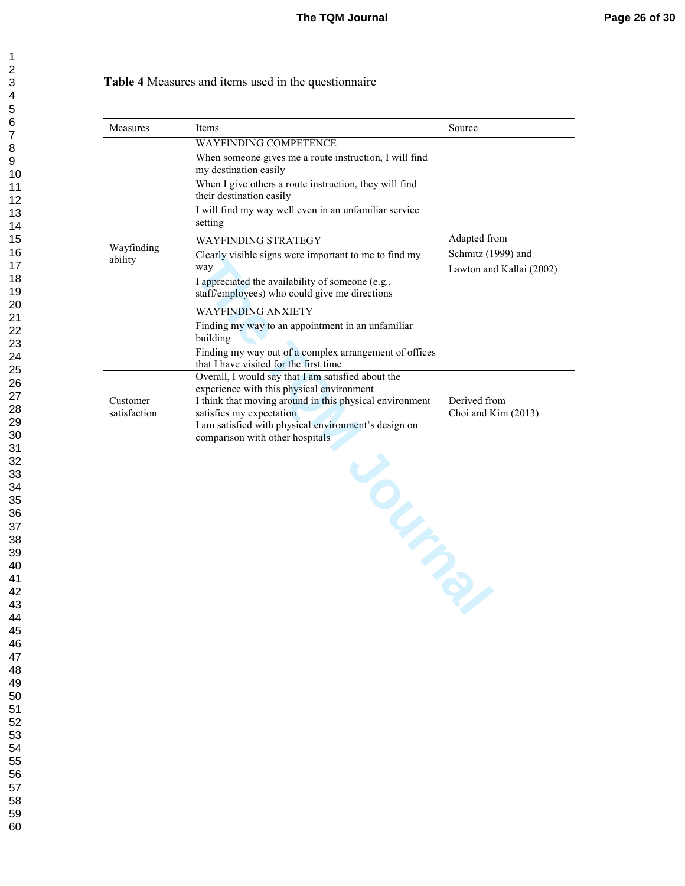**Table 4** Measures and items used in the questionnaire

| Measures | Items | Source |
|---|---|---|
| Wayfinding ability | WAYFINDING COMPETENCE<br>When someone gives me a route instruction, I will find my destination easily<br>When I give others a route instruction, they will find their destination easily<br>I will find my way well even in an unfamiliar service setting<br>WAYFINDING STRATEGY<br>Clearly visible signs were important to me to find my way<br>I appreciated the availability of someone (e.g., staff/employees) who could give me directions<br>WAYFINDING ANXIETY<br>Finding my way to an appointment in an unfamiliar building<br>Finding my way out of a complex arrangement of offices that I have visited for the first time | Adapted from Schmitz (1999) and Lawton and Kallai (2002) |
| Customer satisfaction | Overall, I would say that I am satisfied about the experience with this physical environment<br>I think that moving around in this physical environment satisfies my expectation<br>I am satisfied with physical environment's design on comparison with other hospitals | Derived from Choi and Kim (2013) |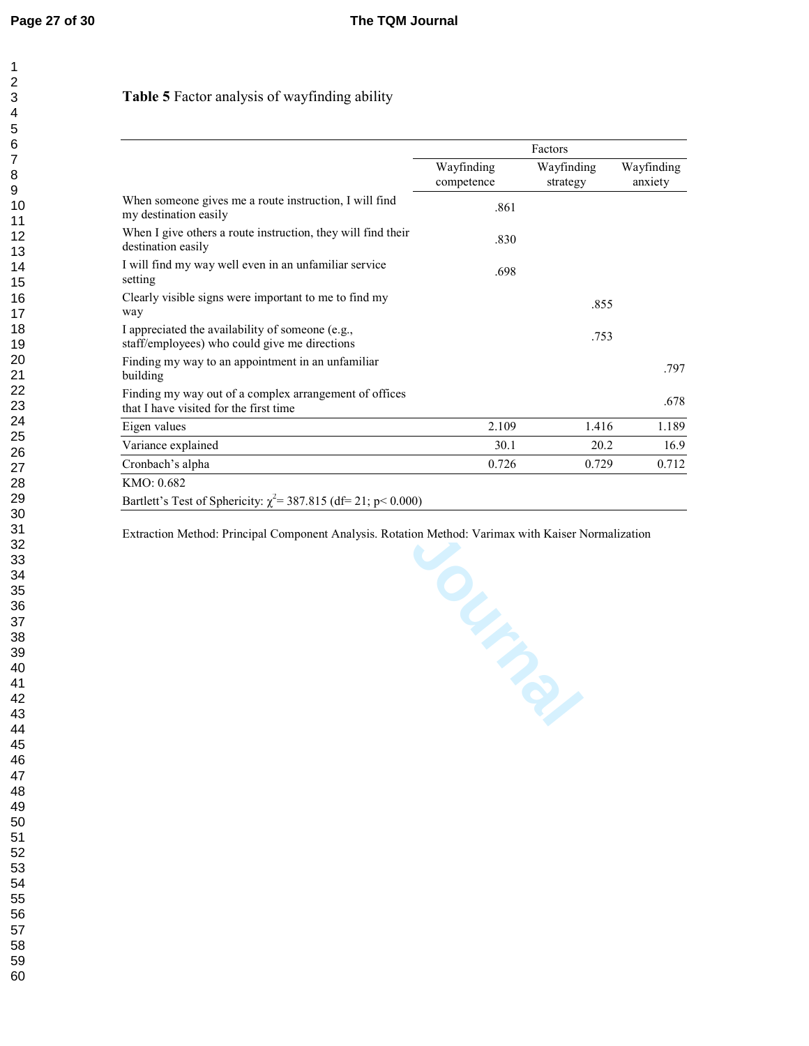**Table 5** Factor analysis of wayfinding ability

| | Factors | | |
|---|---|---|---|
| | Wayfinding competence | Wayfinding strategy | Wayfinding anxiety |
| When someone gives me a route instruction, I will find my destination easily | .861 | | |
| When I give others a route instruction, they will find their destination easily | .830 | | |
| I will find my way well even in an unfamiliar service setting | .698 | | |
| Clearly visible signs were important to me to find my way | | .855 | |
| I appreciated the availability of someone (e.g., staff/employees) who could give me directions | | .753 | |
| Finding my way to an appointment in an unfamiliar building | | | .797 |
| Finding my way out of a complex arrangement of offices that I have visited for the first time | | | .678 |
| Eigen values | 2.109 | 1.416 | 1.189 |
| Variance explained | 30.1 | 20.2 | 16.9 |
| Cronbach's alpha | 0.726 | 0.729 | 0.712 |
| KMO: 0.682 | | | |
| Bartlett's Test of Sphericity: $\chi^2$= 387.815 (df= 21; p< 0.000) | | | |

Extraction Method: Principal Component Analysis. Rotation Method: Varimax with Kaiser Normalization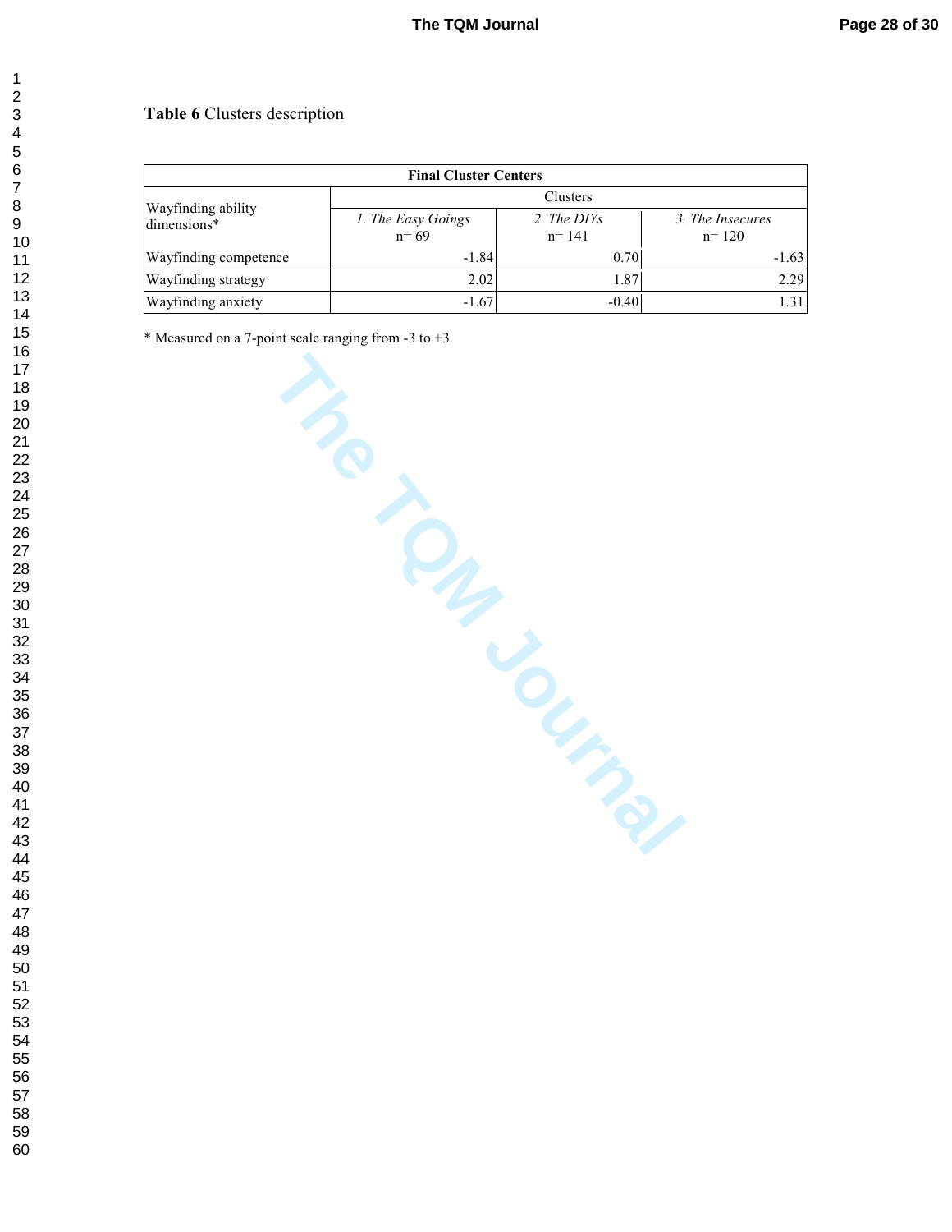**Table 6** Clusters description

| Final Cluster Centers | | | |
|---|---|---|---|
| Wayfinding ability dimensions* | Clusters | | |
| | *1. The Easy Goings* n= 69 | *2. The DIYs* n= 141 | *3. The Insecures* n= 120 |
| Wayfinding competence | -1.84 | 0.70 | -1.63 |
| Wayfinding strategy | 2.02 | 1.87 | 2.29 |
| Wayfinding anxiety | -1.67 | -0.40 | 1.31 |

* Measured on a 7-point scale ranging from -3 to +3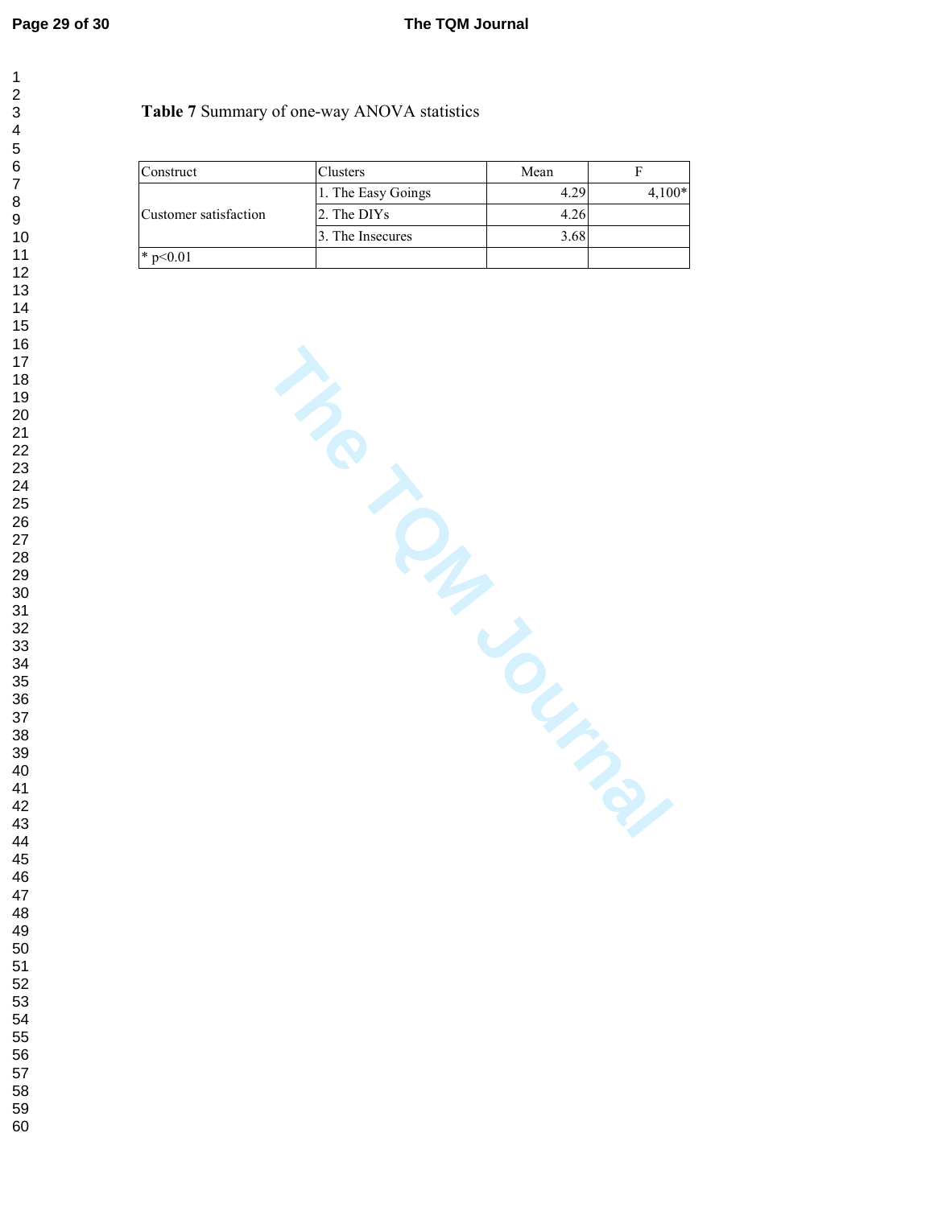**Table 7** Summary of one-way ANOVA statistics

| Construct | Clusters | Mean | F |
| --- | --- | --- | --- |
| Customer satisfaction | 1. The Easy Goings | 4.29 | 4,100* |
| | 2. The DIYs | 4.26 | |
| | 3. The Insecures | 3.68 | |
| * p<0.01 | | | |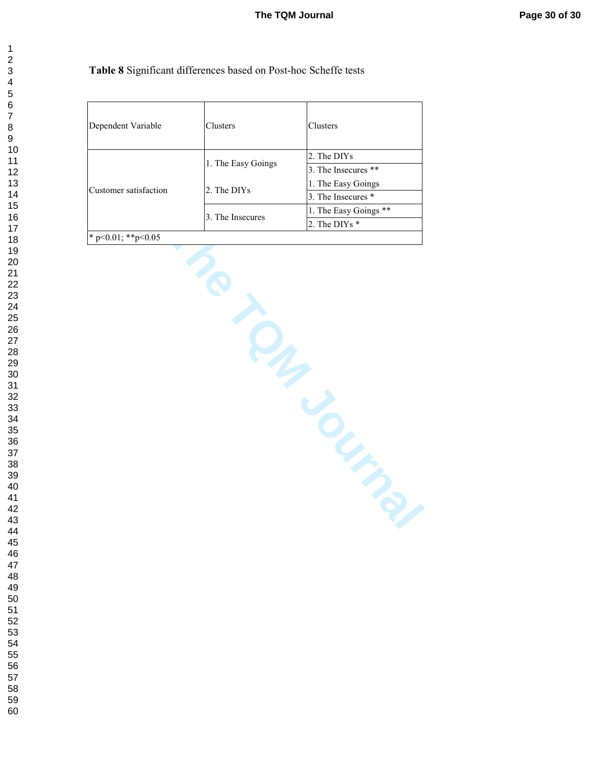**Table 8** Significant differences based on Post-hoc Scheffe tests

| Dependent Variable | Clusters | Clusters |
|---|---|---|
| Customer satisfaction | 1. The Easy Goings | 2. The DIYs |
| | | 3. The Insecures ** |
| | 2. The DIYs | 1. The Easy Goings |
| | | 3. The Insecures * |
| | 3. The Insecures | 1. The Easy Goings ** |
| | | 2. The DIYs * |
| * p<0.01; **p<0.05 | | |